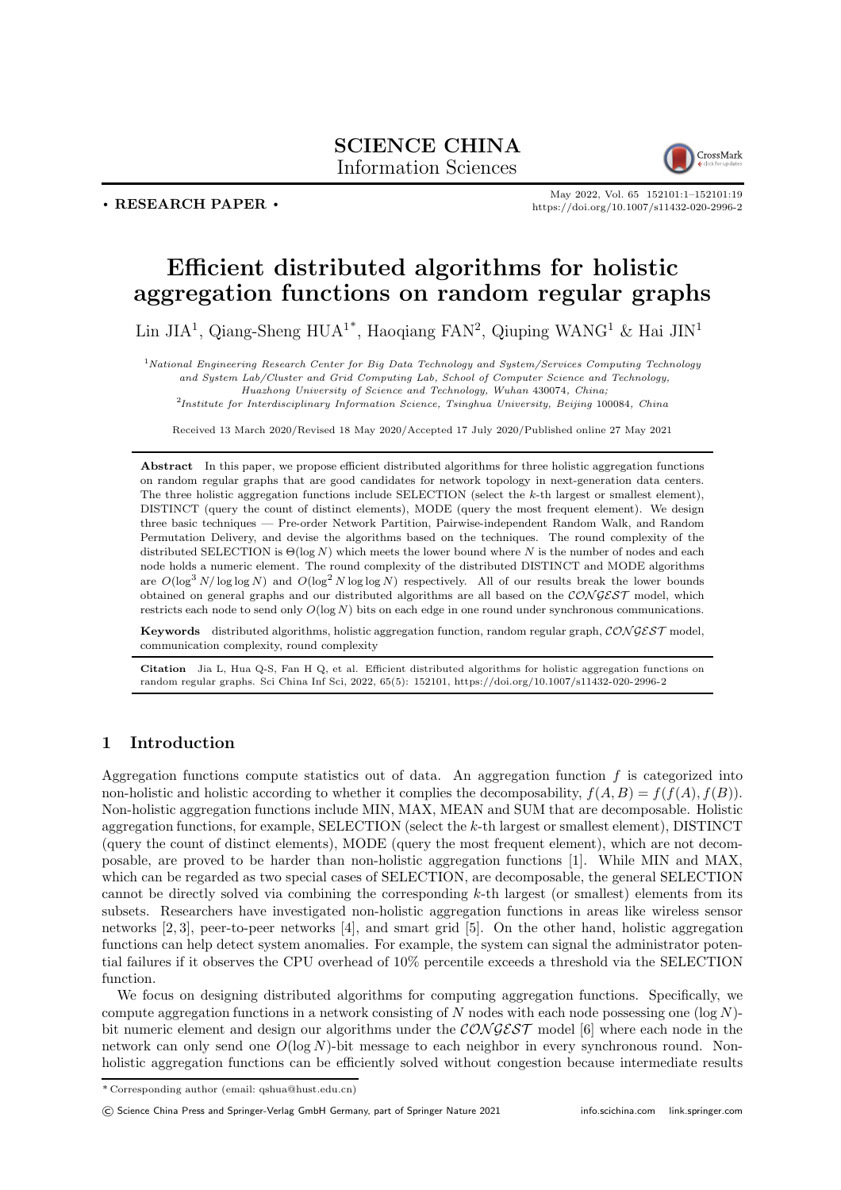**SCIENCE CHINA**
Information Sciences

• RESEARCH PAPER •

May 2022, Vol. 65 152101:1–152101:19
https://doi.org/10.1007/s11432-020-2996-2

# Efficient distributed algorithms for holistic aggregation functions on random regular graphs

Lin JIA[1], Qiang-Sheng HUA[1*], Haoqiang FAN[2], Qiuping WANG[1] & Hai JIN[1]

[1] *National Engineering Research Center for Big Data Technology and System/Services Computing Technology and System Lab/Cluster and Grid Computing Lab, School of Computer Science and Technology, Huazhong University of Science and Technology, Wuhan 430074, China;*
[2] *Institute for Interdisciplinary Information Science, Tsinghua University, Beijing 100084, China*

Received 13 March 2020/Revised 18 May 2020/Accepted 17 July 2020/Published online 27 May 2021

**Abstract** In this paper, we propose efficient distributed algorithms for three holistic aggregation functions on random regular graphs that are good candidates for network topology in next-generation data centers. The three holistic aggregation functions include SELECTION (select the $k$-th largest or smallest element), DISTINCT (query the count of distinct elements), MODE (query the most frequent element). We design three basic techniques — Pre-order Network Partition, Pairwise-independent Random Walk, and Random Permutation Delivery, and devise the algorithms based on the techniques. The round complexity of the distributed SELECTION is $\Theta(\log N)$ which meets the lower bound where $N$ is the number of nodes and each node holds a numeric element. The round complexity of the distributed DISTINCT and MODE algorithms are $O(\log^3 N/\log\log N)$ and $O(\log^2 N \log\log N)$ respectively. All of our results break the lower bounds obtained on general graphs and our distributed algorithms are all based on the $\mathcal{CONGEST}$ model, which restricts each node to send only $O(\log N)$ bits on each edge in one round under synchronous communications.

**Keywords** distributed algorithms, holistic aggregation function, random regular graph, $\mathcal{CONGEST}$ model, communication complexity, round complexity

**Citation** Jia L, Hua Q-S, Fan H Q, et al. Efficient distributed algorithms for holistic aggregation functions on random regular graphs. Sci China Inf Sci, 2022, 65(5): 152101, https://doi.org/10.1007/s11432-020-2996-2

## 1 Introduction

Aggregation functions compute statistics out of data. An aggregation function $f$ is categorized into non-holistic and holistic according to whether it complies the decomposability, $f(A, B) = f(f(A), f(B))$. Non-holistic aggregation functions include MIN, MAX, MEAN and SUM that are decomposable. Holistic aggregation functions, for example, SELECTION (select the $k$-th largest or smallest element), DISTINCT (query the count of distinct elements), MODE (query the most frequent element), which are not decomposable, are proved to be harder than non-holistic aggregation functions [1]. While MIN and MAX, which can be regarded as two special cases of SELECTION, are decomposable, the general SELECTION cannot be directly solved via combining the corresponding $k$-th largest (or smallest) elements from its subsets. Researchers have investigated non-holistic aggregation functions in areas like wireless sensor networks [2, 3], peer-to-peer networks [4], and smart grid [5]. On the other hand, holistic aggregation functions can help detect system anomalies. For example, the system can signal the administrator potential failures if it observes the CPU overhead of 10% percentile exceeds a threshold via the SELECTION function.

We focus on designing distributed algorithms for computing aggregation functions. Specifically, we compute aggregation functions in a network consisting of $N$ nodes with each node possessing one $(\log N)$-bit numeric element and design our algorithms under the $\mathcal{CONGEST}$ model [6] where each node in the network can only send one $O(\log N)$-bit message to each neighbor in every synchronous round. Non-holistic aggregation functions can be efficiently solved without congestion because intermediate results

* Corresponding author (email: qshua@hust.edu.cn)

© Science China Press and Springer-Verlag GmbH Germany, part of Springer Nature 2021 info.scichina.com link.springer.com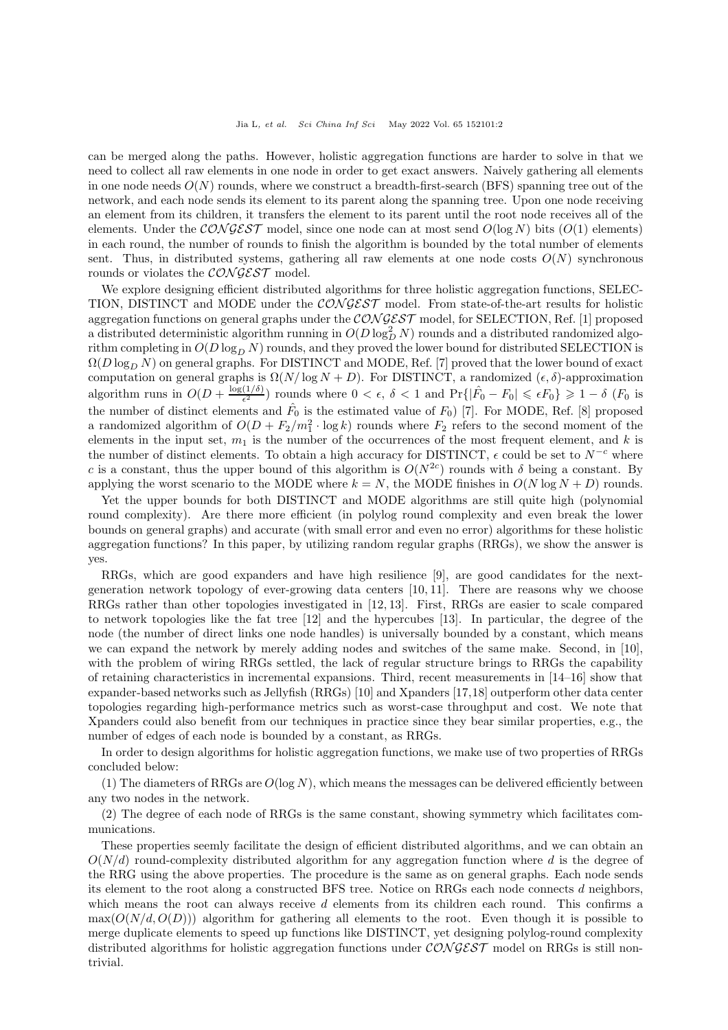can be merged along the paths. However, holistic aggregation functions are harder to solve in that we need to collect all raw elements in one node in order to get exact answers. Naively gathering all elements in one node needs $O(N)$ rounds, where we construct a breadth-first-search (BFS) spanning tree out of the network, and each node sends its element to its parent along the spanning tree. Upon one node receiving an element from its children, it transfers the element to its parent until the root node receives all of the elements. Under the $\mathcal{CONGEST}$ model, since one node can at most send $O(\log N)$ bits ($O(1)$ elements) in each round, the number of rounds to finish the algorithm is bounded by the total number of elements sent. Thus, in distributed systems, gathering all raw elements at one node costs $O(N)$ synchronous rounds or violates the $\mathcal{CONGEST}$ model.

We explore designing efficient distributed algorithms for three holistic aggregation functions, SELECTION, DISTINCT and MODE under the $\mathcal{CONGEST}$ model. From state-of-the-art results for holistic aggregation functions on general graphs under the $\mathcal{CONGEST}$ model, for SELECTION, Ref. [1] proposed a distributed deterministic algorithm running in $O(D\log_D^2 N)$ rounds and a distributed randomized algorithm completing in $O(D\log_D N)$ rounds, and they proved the lower bound for distributed SELECTION is $\Omega(D\log_D N)$ on general graphs. For DISTINCT and MODE, Ref. [7] proved that the lower bound of exact computation on general graphs is $\Omega(N/\log N + D)$. For DISTINCT, a randomized $(\epsilon, \delta)$-approximation algorithm runs in $O(D + \frac{\log(1/\delta)}{\epsilon^2})$ rounds where $0 < \epsilon,\ \delta < 1$ and $\Pr\{|\hat{F}_0 - F_0| \leqslant \epsilon F_0\} \geqslant 1 - \delta$ ($F_0$ is the number of distinct elements and $\hat{F}_0$ is the estimated value of $F_0$) [7]. For MODE, Ref. [8] proposed a randomized algorithm of $O(D + F_2/m_1^2 \cdot \log k)$ rounds where $F_2$ refers to the second moment of the elements in the input set, $m_1$ is the number of the occurrences of the most frequent element, and $k$ is the number of distinct elements. To obtain a high accuracy for DISTINCT, $\epsilon$ could be set to $N^{-c}$ where $c$ is a constant, thus the upper bound of this algorithm is $O(N^{2c})$ rounds with $\delta$ being a constant. By applying the worst scenario to the MODE where $k = N$, the MODE finishes in $O(N\log N + D)$ rounds.

Yet the upper bounds for both DISTINCT and MODE algorithms are still quite high (polynomial round complexity). Are there more efficient (in polylog round complexity and even break the lower bounds on general graphs) and accurate (with small error and even no error) algorithms for these holistic aggregation functions? In this paper, by utilizing random regular graphs (RRGs), we show the answer is yes.

RRGs, which are good expanders and have high resilience [9], are good candidates for the next-generation network topology of ever-growing data centers [10, 11]. There are reasons why we choose RRGs rather than other topologies investigated in [12, 13]. First, RRGs are easier to scale compared to network topologies like the fat tree [12] and the hypercubes [13]. In particular, the degree of the node (the number of direct links one node handles) is universally bounded by a constant, which means we can expand the network by merely adding nodes and switches of the same make. Second, in [10], with the problem of wiring RRGs settled, the lack of regular structure brings to RRGs the capability of retaining characteristics in incremental expansions. Third, recent measurements in [14–16] show that expander-based networks such as Jellyfish (RRGs) [10] and Xpanders [17,18] outperform other data center topologies regarding high-performance metrics such as worst-case throughput and cost. We note that Xpanders could also benefit from our techniques in practice since they bear similar properties, e.g., the number of edges of each node is bounded by a constant, as RRGs.

In order to design algorithms for holistic aggregation functions, we make use of two properties of RRGs concluded below:

(1) The diameters of RRGs are $O(\log N)$, which means the messages can be delivered efficiently between any two nodes in the network.

(2) The degree of each node of RRGs is the same constant, showing symmetry which facilitates communications.

These properties seemly facilitate the design of efficient distributed algorithms, and we can obtain an $O(N/d)$ round-complexity distributed algorithm for any aggregation function where $d$ is the degree of the RRG using the above properties. The procedure is the same as on general graphs. Each node sends its element to the root along a constructed BFS tree. Notice on RRGs each node connects $d$ neighbors, which means the root can always receive $d$ elements from its children each round. This confirms a $\max(O(N/d, O(D)))$ algorithm for gathering all elements to the root. Even though it is possible to merge duplicate elements to speed up functions like DISTINCT, yet designing polylog-round complexity distributed algorithms for holistic aggregation functions under $\mathcal{CONGEST}$ model on RRGs is still non-trivial.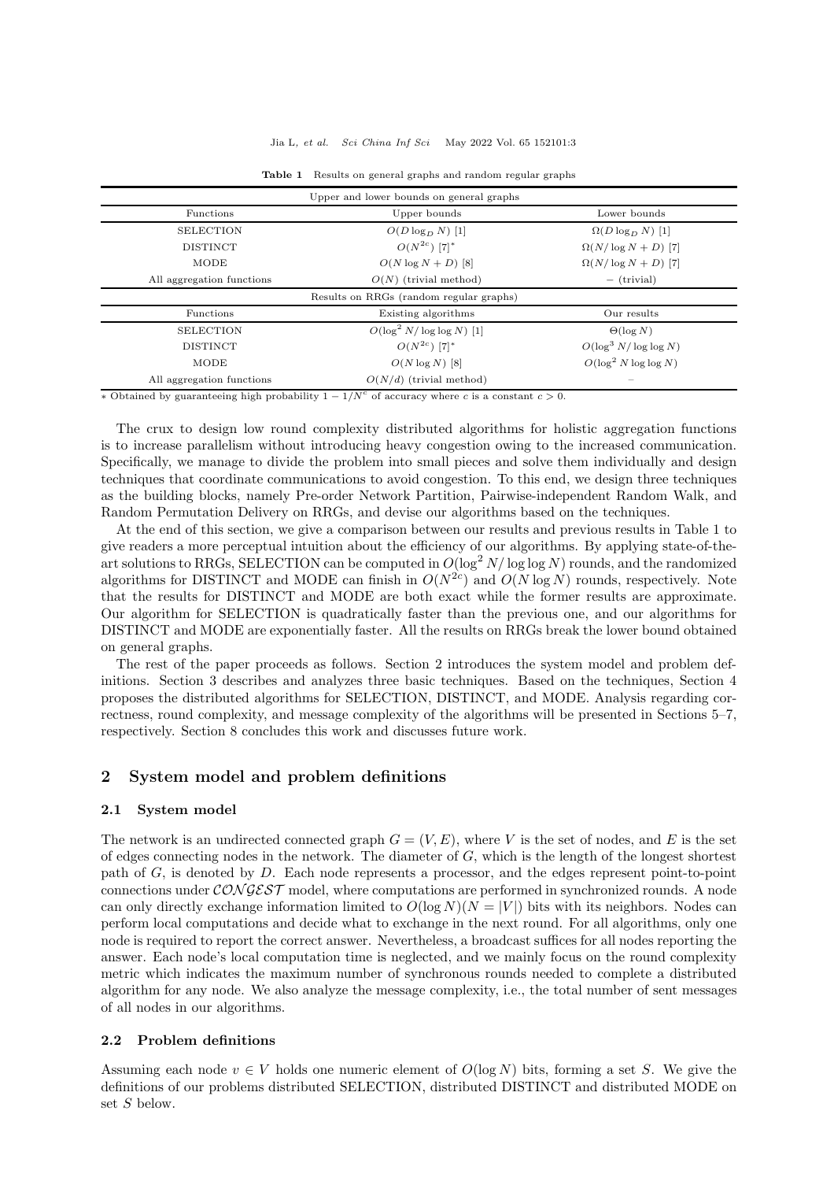**Table 1** Results on general graphs and random regular graphs

| Upper and lower bounds on general graphs | | |
|---|---|---|
| Functions | Upper bounds | Lower bounds |
| SELECTION | $O(D \log_D N)$ [1] | $\Omega(D \log_D N)$ [1] |
| DISTINCT | $O(N^{2c})$ [7]* | $\Omega(N/\log N + D)$ [7] |
| MODE | $O(N \log N + D)$ [8] | $\Omega(N/\log N + D)$ [7] |
| All aggregation functions | $O(N)$ (trivial method) | − (trivial) |
| **Results on RRGs (random regular graphs)** | | |
| Functions | Existing algorithms | Our results |
| SELECTION | $O(\log^2 N/\log\log N)$ [1] | $\Theta(\log N)$ |
| DISTINCT | $O(N^{2c})$ [7]* | $O(\log^3 N/\log\log N)$ |
| MODE | $O(N \log N)$ [8] | $O(\log^2 N \log\log N)$ |
| All aggregation functions | $O(N/d)$ (trivial method) | − |

* Obtained by guaranteeing high probability $1 - 1/N^c$ of accuracy where $c$ is a constant $c > 0$.

The crux to design low round complexity distributed algorithms for holistic aggregation functions is to increase parallelism without introducing heavy congestion owing to the increased communication. Specifically, we manage to divide the problem into small pieces and solve them individually and design techniques that coordinate communications to avoid congestion. To this end, we design three techniques as the building blocks, namely Pre-order Network Partition, Pairwise-independent Random Walk, and Random Permutation Delivery on RRGs, and devise our algorithms based on the techniques.

At the end of this section, we give a comparison between our results and previous results in Table 1 to give readers a more perceptual intuition about the efficiency of our algorithms. By applying state-of-the-art solutions to RRGs, SELECTION can be computed in $O(\log^2 N/\log\log N)$ rounds, and the randomized algorithms for DISTINCT and MODE can finish in $O(N^{2c})$ and $O(N \log N)$ rounds, respectively. Note that the results for DISTINCT and MODE are both exact while the former results are approximate. Our algorithm for SELECTION is quadratically faster than the previous one, and our algorithms for DISTINCT and MODE are exponentially faster. All the results on RRGs break the lower bound obtained on general graphs.

The rest of the paper proceeds as follows. Section 2 introduces the system model and problem definitions. Section 3 describes and analyzes three basic techniques. Based on the techniques, Section 4 proposes the distributed algorithms for SELECTION, DISTINCT, and MODE. Analysis regarding correctness, round complexity, and message complexity of the algorithms will be presented in Sections 5–7, respectively. Section 8 concludes this work and discusses future work.

## 2 System model and problem definitions

### 2.1 System model

The network is an undirected connected graph $G = (V, E)$, where $V$ is the set of nodes, and $E$ is the set of edges connecting nodes in the network. The diameter of $G$, which is the length of the longest shortest path of $G$, is denoted by $D$. Each node represents a processor, and the edges represent point-to-point connections under $\mathcal{CONGEST}$ model, where computations are performed in synchronized rounds. A node can only directly exchange information limited to $O(\log N)(N = |V|)$ bits with its neighbors. Nodes can perform local computations and decide what to exchange in the next round. For all algorithms, only one node is required to report the correct answer. Nevertheless, a broadcast suffices for all nodes reporting the answer. Each node's local computation time is neglected, and we mainly focus on the round complexity metric which indicates the maximum number of synchronous rounds needed to complete a distributed algorithm for any node. We also analyze the message complexity, i.e., the total number of sent messages of all nodes in our algorithms.

### 2.2 Problem definitions

Assuming each node $v \in V$ holds one numeric element of $O(\log N)$ bits, forming a set $S$. We give the definitions of our problems distributed SELECTION, distributed DISTINCT and distributed MODE on set $S$ below.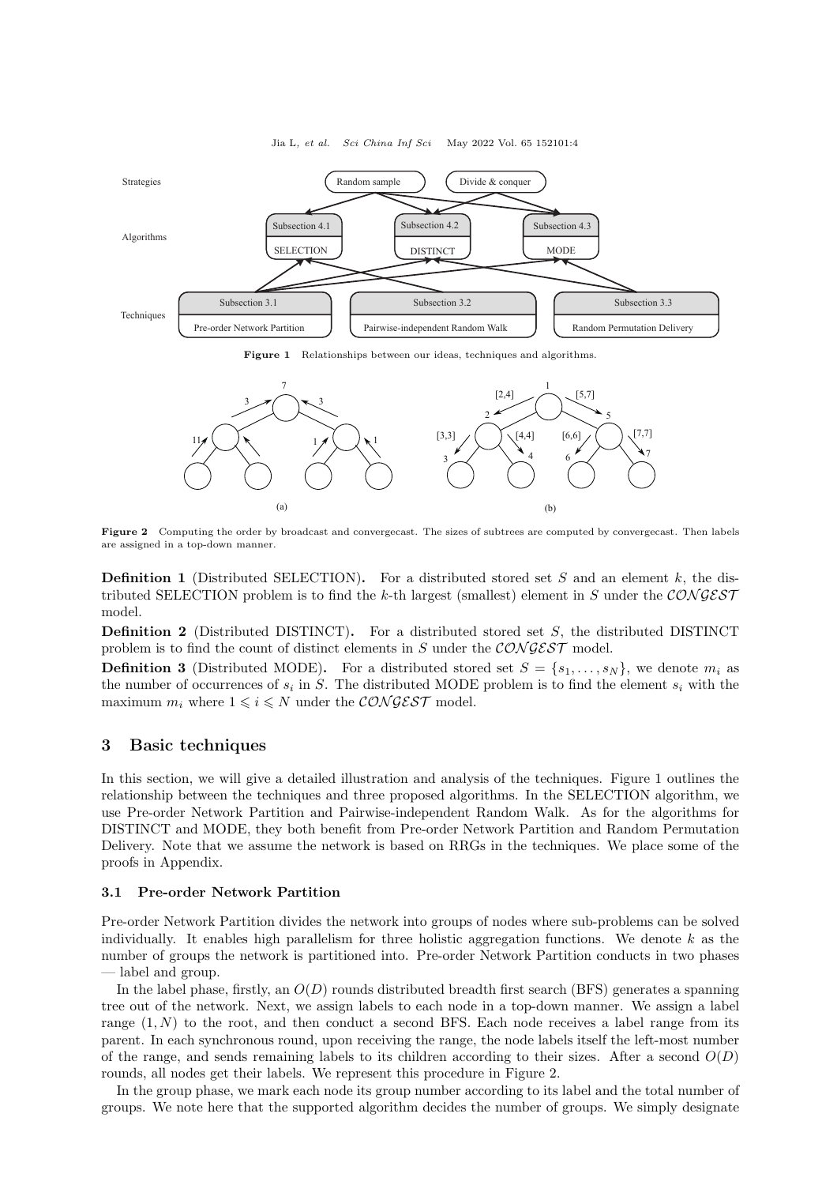**Figure 1** Relationships between our ideas, techniques and algorithms.

**Figure 2** Computing the order by broadcast and convergecast. The sizes of subtrees are computed by convergecast. Then labels are assigned in a top-down manner.

**Definition 1** (Distributed SELECTION)**.** For a distributed stored set $S$ and an element $k$, the distributed SELECTION problem is to find the $k$-th largest (smallest) element in $S$ under the $\mathcal{CONGEST}$ model.

**Definition 2** (Distributed DISTINCT)**.** For a distributed stored set $S$, the distributed DISTINCT problem is to find the count of distinct elements in $S$ under the $\mathcal{CONGEST}$ model.

**Definition 3** (Distributed MODE)**.** For a distributed stored set $S = \{s_1, \ldots, s_N\}$, we denote $m_i$ as the number of occurrences of $s_i$ in $S$. The distributed MODE problem is to find the element $s_i$ with the maximum $m_i$ where $1 \leqslant i \leqslant N$ under the $\mathcal{CONGEST}$ model.

## 3 Basic techniques

In this section, we will give a detailed illustration and analysis of the techniques. Figure 1 outlines the relationship between the techniques and three proposed algorithms. In the SELECTION algorithm, we use Pre-order Network Partition and Pairwise-independent Random Walk. As for the algorithms for DISTINCT and MODE, they both benefit from Pre-order Network Partition and Random Permutation Delivery. Note that we assume the network is based on RRGs in the techniques. We place some of the proofs in Appendix.

### 3.1 Pre-order Network Partition

Pre-order Network Partition divides the network into groups of nodes where sub-problems can be solved individually. It enables high parallelism for three holistic aggregation functions. We denote $k$ as the number of groups the network is partitioned into. Pre-order Network Partition conducts in two phases — label and group.

In the label phase, firstly, an $O(D)$ rounds distributed breadth first search (BFS) generates a spanning tree out of the network. Next, we assign labels to each node in a top-down manner. We assign a label range $(1, N)$ to the root, and then conduct a second BFS. Each node receives a label range from its parent. In each synchronous round, upon receiving the range, the node labels itself the left-most number of the range, and sends remaining labels to its children according to their sizes. After a second $O(D)$ rounds, all nodes get their labels. We represent this procedure in Figure 2.

In the group phase, we mark each node its group number according to its label and the total number of groups. We note here that the supported algorithm decides the number of groups. We simply designate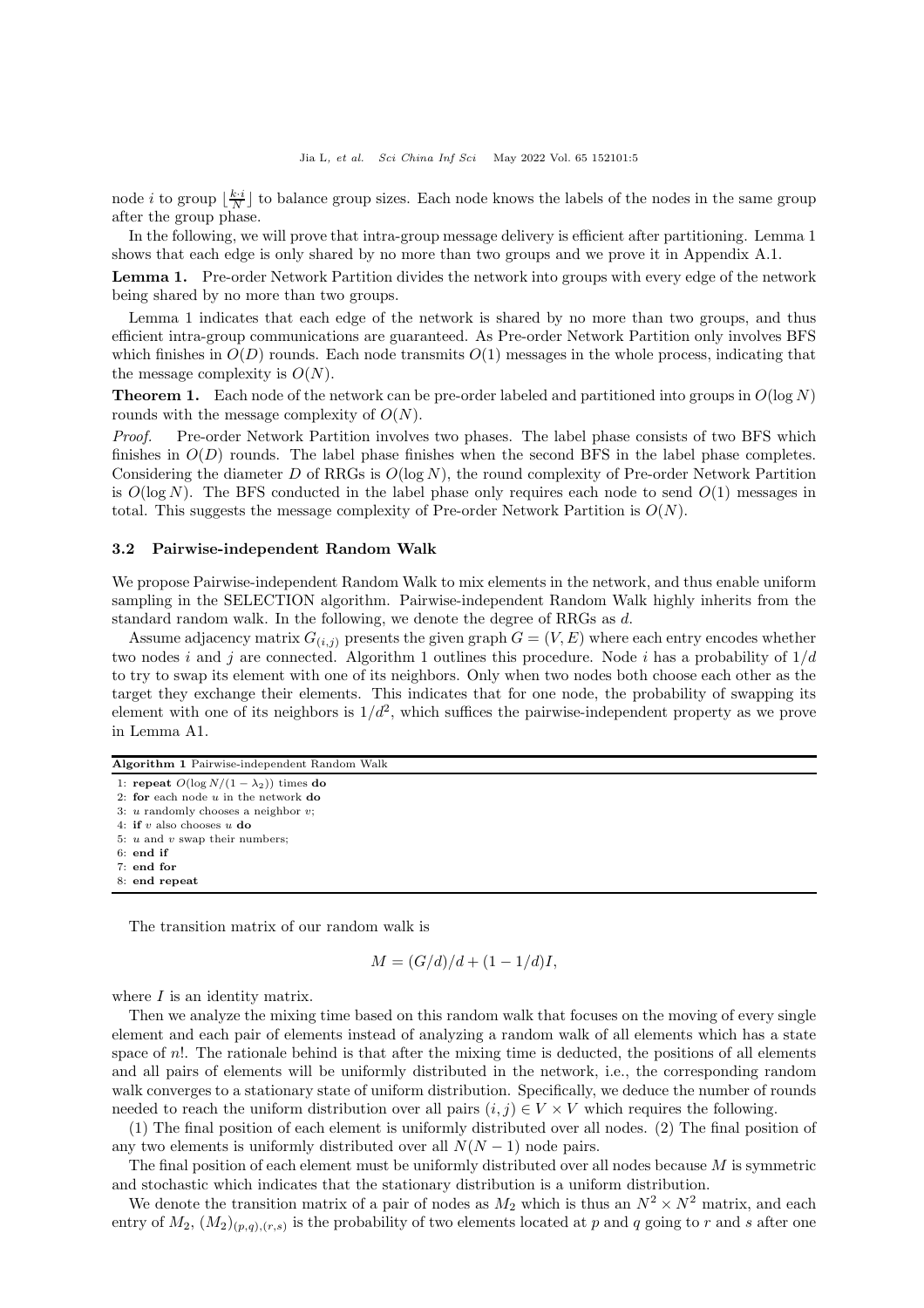node $i$ to group $\lfloor \frac{k \cdot i}{N} \rfloor$ to balance group sizes. Each node knows the labels of the nodes in the same group after the group phase.

In the following, we will prove that intra-group message delivery is efficient after partitioning. Lemma 1 shows that each edge is only shared by no more than two groups and we prove it in Appendix A.1.

**Lemma 1.** Pre-order Network Partition divides the network into groups with every edge of the network being shared by no more than two groups.

Lemma 1 indicates that each edge of the network is shared by no more than two groups, and thus efficient intra-group communications are guaranteed. As Pre-order Network Partition only involves BFS which finishes in $O(D)$ rounds. Each node transmits $O(1)$ messages in the whole process, indicating that the message complexity is $O(N)$.

**Theorem 1.** Each node of the network can be pre-order labeled and partitioned into groups in $O(\log N)$ rounds with the message complexity of $O(N)$.

*Proof.* Pre-order Network Partition involves two phases. The label phase consists of two BFS which finishes in $O(D)$ rounds. The label phase finishes when the second BFS in the label phase completes. Considering the diameter $D$ of RRGs is $O(\log N)$, the round complexity of Pre-order Network Partition is $O(\log N)$. The BFS conducted in the label phase only requires each node to send $O(1)$ messages in total. This suggests the message complexity of Pre-order Network Partition is $O(N)$.

### 3.2 Pairwise-independent Random Walk

We propose Pairwise-independent Random Walk to mix elements in the network, and thus enable uniform sampling in the SELECTION algorithm. Pairwise-independent Random Walk highly inherits from the standard random walk. In the following, we denote the degree of RRGs as $d$.

Assume adjacency matrix $G_{(i,j)}$ presents the given graph $G = (V, E)$ where each entry encodes whether two nodes $i$ and $j$ are connected. Algorithm 1 outlines this procedure. Node $i$ has a probability of $1/d$ to try to swap its element with one of its neighbors. Only when two nodes both choose each other as the target they exchange their elements. This indicates that for one node, the probability of swapping its element with one of its neighbors is $1/d^2$, which suffices the pairwise-independent property as we prove in Lemma A1.

**Algorithm 1** Pairwise-independent Random Walk

```
1: repeat O(log N/(1 − λ2)) times do
2: for each node u in the network do
3: u randomly chooses a neighbor v;
4: if v also chooses u do
5: u and v swap their numbers;
6: end if
7: end for
8: end repeat
```

The transition matrix of our random walk is

$$M = (G/d)/d + (1 - 1/d)I,$$

where $I$ is an identity matrix.

Then we analyze the mixing time based on this random walk that focuses on the moving of every single element and each pair of elements instead of analyzing a random walk of all elements which has a state space of $n!$. The rationale behind is that after the mixing time is deducted, the positions of all elements and all pairs of elements will be uniformly distributed in the network, i.e., the corresponding random walk converges to a stationary state of uniform distribution. Specifically, we deduce the number of rounds needed to reach the uniform distribution over all pairs $(i, j) \in V \times V$ which requires the following.

(1) The final position of each element is uniformly distributed over all nodes. (2) The final position of any two elements is uniformly distributed over all $N(N-1)$ node pairs.

The final position of each element must be uniformly distributed over all nodes because $M$ is symmetric and stochastic which indicates that the stationary distribution is a uniform distribution.

We denote the transition matrix of a pair of nodes as $M_2$ which is thus an $N^2 \times N^2$ matrix, and each entry of $M_2$, $(M_2)_{(p,q),(r,s)}$ is the probability of two elements located at $p$ and $q$ going to $r$ and $s$ after one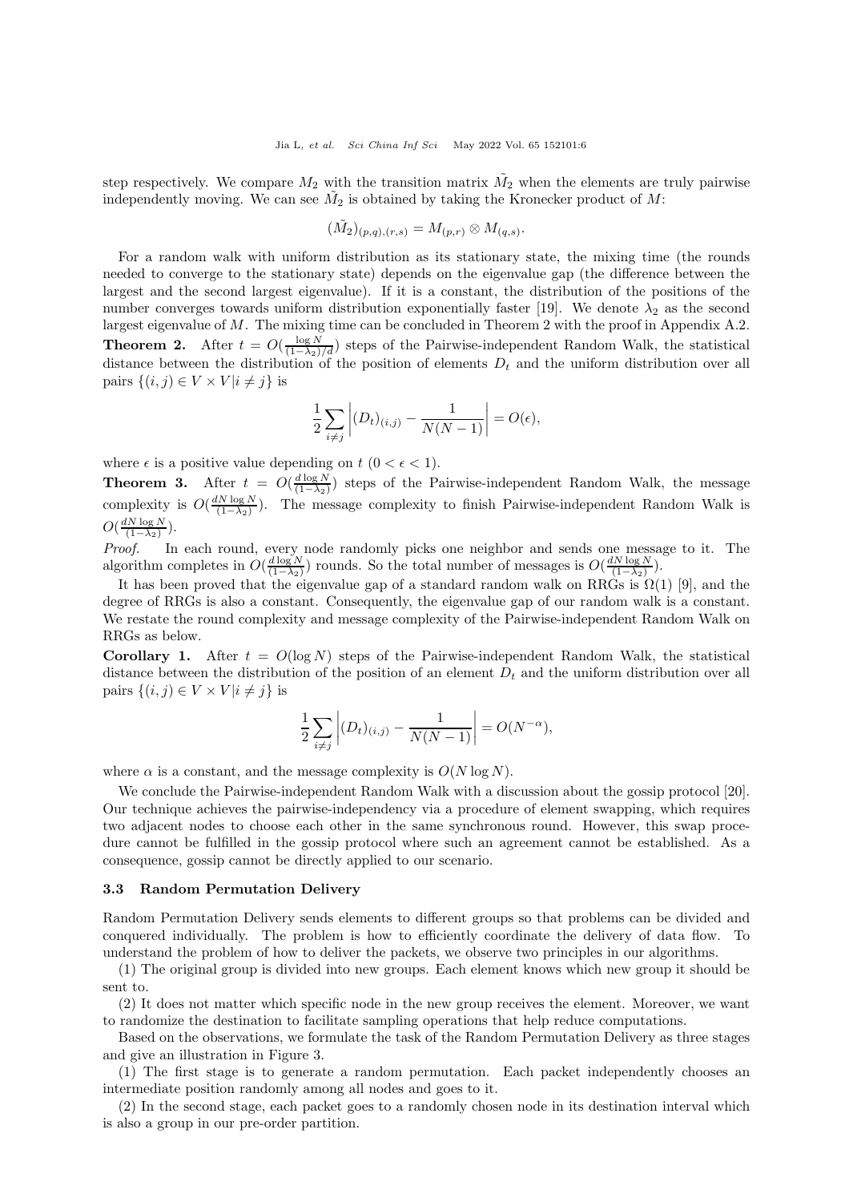step respectively. We compare $M_2$ with the transition matrix $\tilde{M}_2$ when the elements are truly pairwise independently moving. We can see $\tilde{M}_2$ is obtained by taking the Kronecker product of $M$:

$$(\tilde{M}_2)_{(p,q),(r,s)} = M_{(p,r)} \otimes M_{(q,s)}.$$

For a random walk with uniform distribution as its stationary state, the mixing time (the rounds needed to converge to the stationary state) depends on the eigenvalue gap (the difference between the largest and the second largest eigenvalue). If it is a constant, the distribution of the positions of the number converges towards uniform distribution exponentially faster [19]. We denote $\lambda_2$ as the second largest eigenvalue of $M$. The mixing time can be concluded in Theorem 2 with the proof in Appendix A.2.

**Theorem 2.** After $t = O(\frac{\log N}{(1-\lambda_2)/d})$ steps of the Pairwise-independent Random Walk, the statistical distance between the distribution of the position of elements $D_t$ and the uniform distribution over all pairs $\{(i,j) \in V \times V | i \neq j\}$ is

$$\frac{1}{2}\sum_{i \neq j}\left|(D_t)_{(i,j)} - \frac{1}{N(N-1)}\right| = O(\epsilon),$$

where $\epsilon$ is a positive value depending on $t$ ($0 < \epsilon < 1$).

**Theorem 3.** After $t = O(\frac{d \log N}{(1-\lambda_2)})$ steps of the Pairwise-independent Random Walk, the message complexity is $O(\frac{dN \log N}{(1-\lambda_2)})$. The message complexity to finish Pairwise-independent Random Walk is $O(\frac{dN \log N}{(1-\lambda_2)})$.

*Proof.* In each round, every node randomly picks one neighbor and sends one message to it. The algorithm completes in $O(\frac{d \log N}{(1-\lambda_2)})$ rounds. So the total number of messages is $O(\frac{dN \log N}{(1-\lambda_2)})$.

It has been proved that the eigenvalue gap of a standard random walk on RRGs is $\Omega(1)$ [9], and the degree of RRGs is also a constant. Consequently, the eigenvalue gap of our random walk is a constant. We restate the round complexity and message complexity of the Pairwise-independent Random Walk on RRGs as below.

**Corollary 1.** After $t = O(\log N)$ steps of the Pairwise-independent Random Walk, the statistical distance between the distribution of the position of an element $D_t$ and the uniform distribution over all pairs $\{(i,j) \in V \times V | i \neq j\}$ is

$$\frac{1}{2}\sum_{i \neq j}\left|(D_t)_{(i,j)} - \frac{1}{N(N-1)}\right| = O(N^{-\alpha}),$$

where $\alpha$ is a constant, and the message complexity is $O(N \log N)$.

We conclude the Pairwise-independent Random Walk with a discussion about the gossip protocol [20]. Our technique achieves the pairwise-independency via a procedure of element swapping, which requires two adjacent nodes to choose each other in the same synchronous round. However, this swap procedure cannot be fulfilled in the gossip protocol where such an agreement cannot be established. As a consequence, gossip cannot be directly applied to our scenario.

### 3.3 Random Permutation Delivery

Random Permutation Delivery sends elements to different groups so that problems can be divided and conquered individually. The problem is how to efficiently coordinate the delivery of data flow. To understand the problem of how to deliver the packets, we observe two principles in our algorithms.

(1) The original group is divided into new groups. Each element knows which new group it should be sent to.

(2) It does not matter which specific node in the new group receives the element. Moreover, we want to randomize the destination to facilitate sampling operations that help reduce computations.

Based on the observations, we formulate the task of the Random Permutation Delivery as three stages and give an illustration in Figure 3.

(1) The first stage is to generate a random permutation. Each packet independently chooses an intermediate position randomly among all nodes and goes to it.

(2) In the second stage, each packet goes to a randomly chosen node in its destination interval which is also a group in our pre-order partition.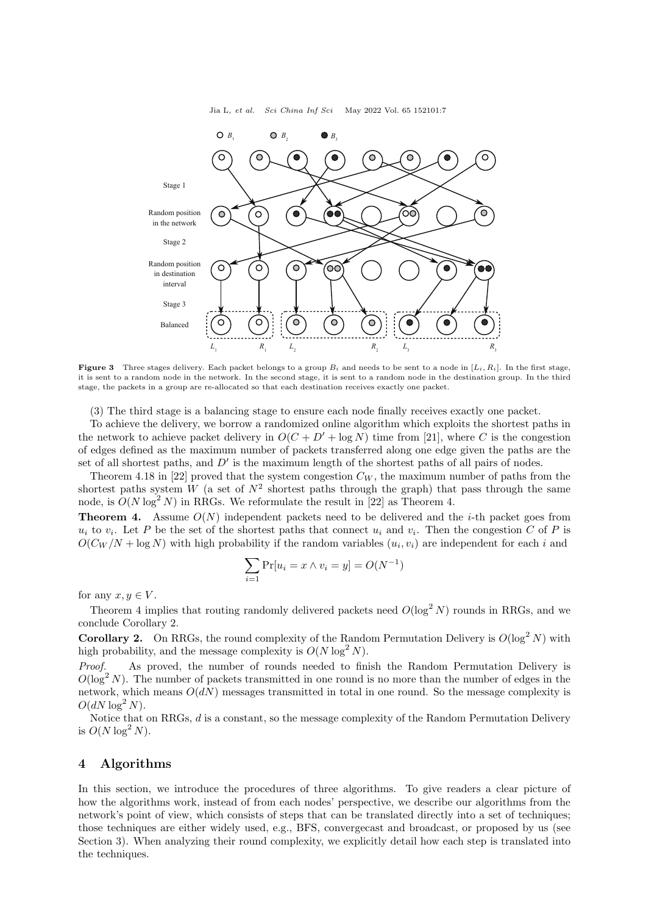Figure 3 Three stages delivery. Each packet belongs to a group $B_i$ and needs to be sent to a node in $[L_i, R_i]$. In the first stage, it is sent to a random node in the network. In the second stage, it is sent to a random node in the destination group. In the third stage, the packets in a group are re-allocated so that each destination receives exactly one packet.

(3) The third stage is a balancing stage to ensure each node finally receives exactly one packet.

To achieve the delivery, we borrow a randomized online algorithm which exploits the shortest paths in the network to achieve packet delivery in $O(C + D' + \log N)$ time from [21], where $C$ is the congestion of edges defined as the maximum number of packets transferred along one edge given the paths are the set of all shortest paths, and $D'$ is the maximum length of the shortest paths of all pairs of nodes.

Theorem 4.18 in [22] proved that the system congestion $C_W$, the maximum number of paths from the shortest paths system $W$ (a set of $N^2$ shortest paths through the graph) that pass through the same node, is $O(N \log^2 N)$ in RRGs. We reformulate the result in [22] as Theorem 4.

**Theorem 4.** Assume $O(N)$ independent packets need to be delivered and the $i$-th packet goes from $u_i$ to $v_i$. Let $P$ be the set of the shortest paths that connect $u_i$ and $v_i$. Then the congestion $C$ of $P$ is $O(C_W/N + \log N)$ with high probability if the random variables $(u_i, v_i)$ are independent for each $i$ and

$$\sum_{i=1} \Pr[u_i = x \wedge v_i = y] = O(N^{-1})$$

for any $x, y \in V$.

Theorem 4 implies that routing randomly delivered packets need $O(\log^2 N)$ rounds in RRGs, and we conclude Corollary 2.

**Corollary 2.** On RRGs, the round complexity of the Random Permutation Delivery is $O(\log^2 N)$ with high probability, and the message complexity is $O(N \log^2 N)$.

*Proof.* As proved, the number of rounds needed to finish the Random Permutation Delivery is $O(\log^2 N)$. The number of packets transmitted in one round is no more than the number of edges in the network, which means $O(dN)$ messages transmitted in total in one round. So the message complexity is $O(dN \log^2 N)$.

Notice that on RRGs, $d$ is a constant, so the message complexity of the Random Permutation Delivery is $O(N \log^2 N)$.

## 4 Algorithms

In this section, we introduce the procedures of three algorithms. To give readers a clear picture of how the algorithms work, instead of from each nodes' perspective, we describe our algorithms from the network's point of view, which consists of steps that can be translated directly into a set of techniques; those techniques are either widely used, e.g., BFS, convergecast and broadcast, or proposed by us (see Section 3). When analyzing their round complexity, we explicitly detail how each step is translated into the techniques.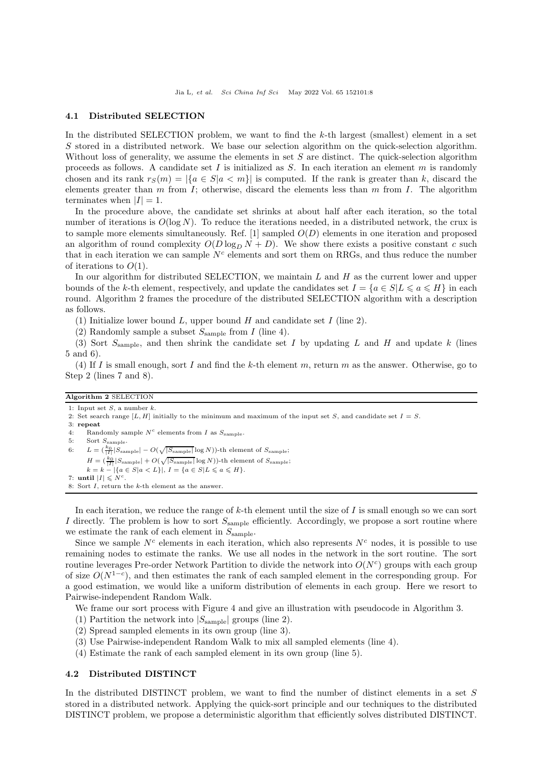### 4.1 Distributed SELECTION

In the distributed SELECTION problem, we want to find the $k$-th largest (smallest) element in a set $S$ stored in a distributed network. We base our selection algorithm on the quick-selection algorithm. Without loss of generality, we assume the elements in set $S$ are distinct. The quick-selection algorithm proceeds as follows. A candidate set $I$ is initialized as $S$. In each iteration an element $m$ is randomly chosen and its rank $r_S(m) = |\{a \in S | a < m\}|$ is computed. If the rank is greater than $k$, discard the elements greater than $m$ from $I$; otherwise, discard the elements less than $m$ from $I$. The algorithm terminates when $|I| = 1$.

In the procedure above, the candidate set shrinks at about half after each iteration, so the total number of iterations is $O(\log N)$. To reduce the iterations needed, in a distributed network, the crux is to sample more elements simultaneously. Ref. [1] sampled $O(D)$ elements in one iteration and proposed an algorithm of round complexity $O(D \log_D N + D)$. We show there exists a positive constant $c$ such that in each iteration we can sample $N^c$ elements and sort them on RRGs, and thus reduce the number of iterations to $O(1)$.

In our algorithm for distributed SELECTION, we maintain $L$ and $H$ as the current lower and upper bounds of the $k$-th element, respectively, and update the candidates set $I = \{a \in S | L \leqslant a \leqslant H\}$ in each round. Algorithm 2 frames the procedure of the distributed SELECTION algorithm with a description as follows.

(1) Initialize lower bound $L$, upper bound $H$ and candidate set $I$ (line 2).

(2) Randomly sample a subset $S_{\text{sample}}$ from $I$ (line 4).

(3) Sort $S_{\text{sample}}$, and then shrink the candidate set $I$ by updating $L$ and $H$ and update $k$ (lines 5 and 6).

(4) If $I$ is small enough, sort $I$ and find the $k$-th element $m$, return $m$ as the answer. Otherwise, go to Step 2 (lines 7 and 8).

**Algorithm 2** SELECTION

1: Input set $S$, a number $k$.
2: Set search range $[L, H]$ initially to the minimum and maximum of the input set $S$, and candidate set $I = S$.
3: **repeat**
4: Randomly sample $N^c$ elements from $I$ as $S_{\text{sample}}$.
5: Sort $S_{\text{sample}}$.
6: $L = (\frac{k_0}{|I|}|S_{\text{sample}}| - O(\sqrt{|S_{\text{sample}}|}\log N))$-th element of $S_{\text{sample}}$;
$H = (\frac{k_0}{|I|}|S_{\text{sample}}| + O(\sqrt{|S_{\text{sample}}|}\log N))$-th element of $S_{\text{sample}}$;
$k = k - |\{a \in S | a < L\}|$, $I = \{a \in S | L \leqslant a \leqslant H\}$.
7: **until** $|I| \leqslant N^c$.
8: Sort $I$, return the $k$-th element as the answer.

In each iteration, we reduce the range of $k$-th element until the size of $I$ is small enough so we can sort $I$ directly. The problem is how to sort $S_{\text{sample}}$ efficiently. Accordingly, we propose a sort routine where we estimate the rank of each element in $S_{\text{sample}}$.

Since we sample $N^c$ elements in each iteration, which also represents $N^c$ nodes, it is possible to use remaining nodes to estimate the ranks. We use all nodes in the network in the sort routine. The sort routine leverages Pre-order Network Partition to divide the network into $O(N^c)$ groups with each group of size $O(N^{1-c})$, and then estimates the rank of each sampled element in the corresponding group. For a good estimation, we would like a uniform distribution of elements in each group. Here we resort to Pairwise-independent Random Walk.

We frame our sort process with Figure 4 and give an illustration with pseudocode in Algorithm 3.

(1) Partition the network into $|S_{\text{sample}}|$ groups (line 2).

(2) Spread sampled elements in its own group (line 3).

(3) Use Pairwise-independent Random Walk to mix all sampled elements (line 4).

(4) Estimate the rank of each sampled element in its own group (line 5).

### 4.2 Distributed DISTINCT

In the distributed DISTINCT problem, we want to find the number of distinct elements in a set $S$ stored in a distributed network. Applying the quick-sort principle and our techniques to the distributed DISTINCT problem, we propose a deterministic algorithm that efficiently solves distributed DISTINCT.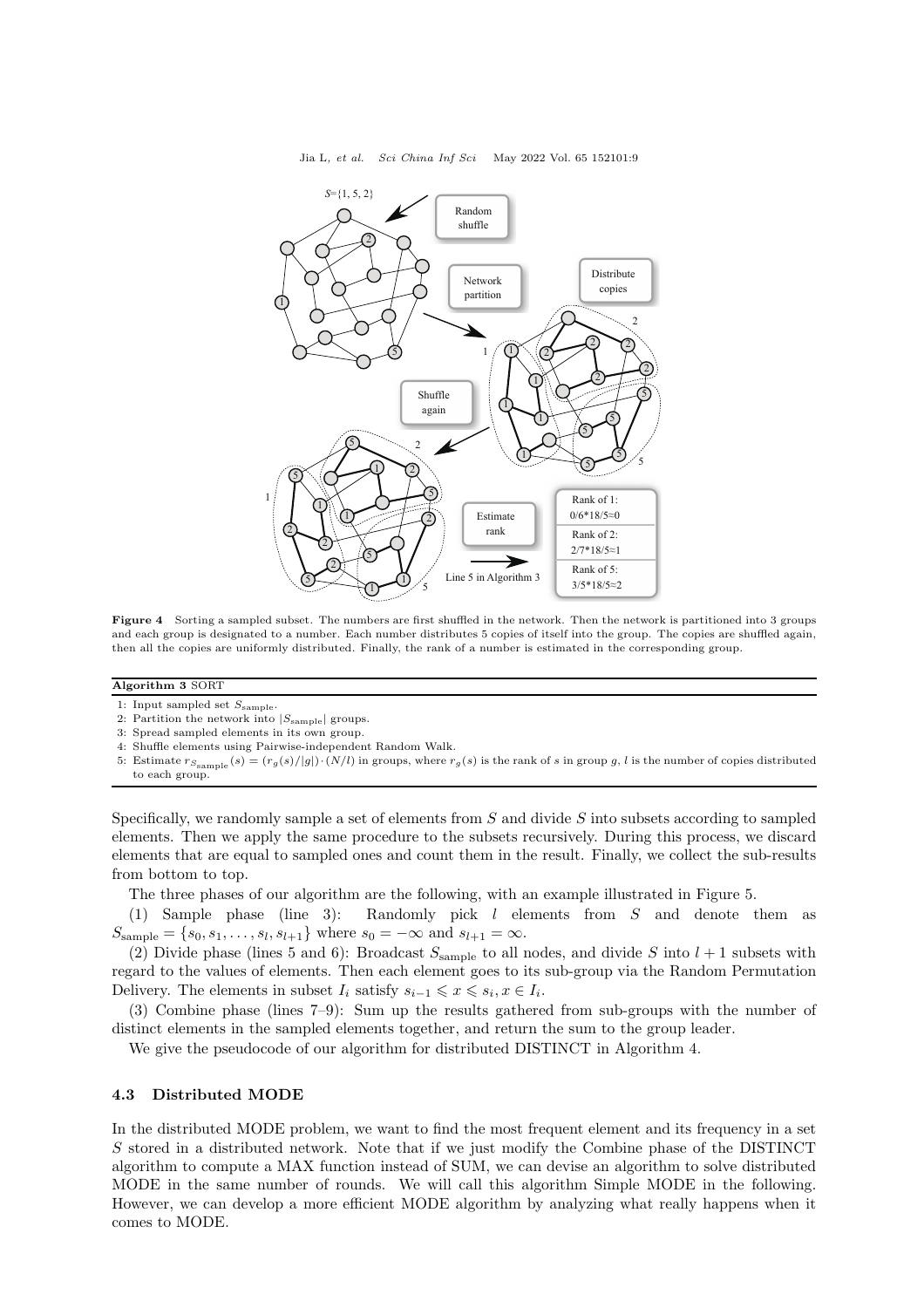**Figure 4** Sorting a sampled subset. The numbers are first shuffled in the network. Then the network is partitioned into 3 groups and each group is designated to a number. Each number distributes 5 copies of itself into the group. The copies are shuffled again, then all the copies are uniformly distributed. Finally, the rank of a number is estimated in the corresponding group.

**Algorithm 3** SORT

1: Input sampled set $S_{\text{sample}}$.
2: Partition the network into $|S_{\text{sample}}|$ groups.
3: Spread sampled elements in its own group.
4: Shuffle elements using Pairwise-independent Random Walk.
5: Estimate $r_{S_{\text{sample}}}(s) = (r_g(s)/|g|) \cdot (N/l)$ in groups, where $r_g(s)$ is the rank of $s$ in group $g$, $l$ is the number of copies distributed to each group.

Specifically, we randomly sample a set of elements from $S$ and divide $S$ into subsets according to sampled elements. Then we apply the same procedure to the subsets recursively. During this process, we discard elements that are equal to sampled ones and count them in the result. Finally, we collect the sub-results from bottom to top.

The three phases of our algorithm are the following, with an example illustrated in Figure 5.

(1) Sample phase (line 3): Randomly pick $l$ elements from $S$ and denote them as $S_{\text{sample}} = \{s_0, s_1, \ldots, s_l, s_{l+1}\}$ where $s_0 = -\infty$ and $s_{l+1} = \infty$.

(2) Divide phase (lines 5 and 6): Broadcast $S_{\text{sample}}$ to all nodes, and divide $S$ into $l+1$ subsets with regard to the values of elements. Then each element goes to its sub-group via the Random Permutation Delivery. The elements in subset $I_i$ satisfy $s_{i-1} \leqslant x \leqslant s_i, x \in I_i$.

(3) Combine phase (lines 7–9): Sum up the results gathered from sub-groups with the number of distinct elements in the sampled elements together, and return the sum to the group leader.

We give the pseudocode of our algorithm for distributed DISTINCT in Algorithm 4.

### 4.3 Distributed MODE

In the distributed MODE problem, we want to find the most frequent element and its frequency in a set $S$ stored in a distributed network. Note that if we just modify the Combine phase of the DISTINCT algorithm to compute a MAX function instead of SUM, we can devise an algorithm to solve distributed MODE in the same number of rounds. We will call this algorithm Simple MODE in the following. However, we can develop a more efficient MODE algorithm by analyzing what really happens when it comes to MODE.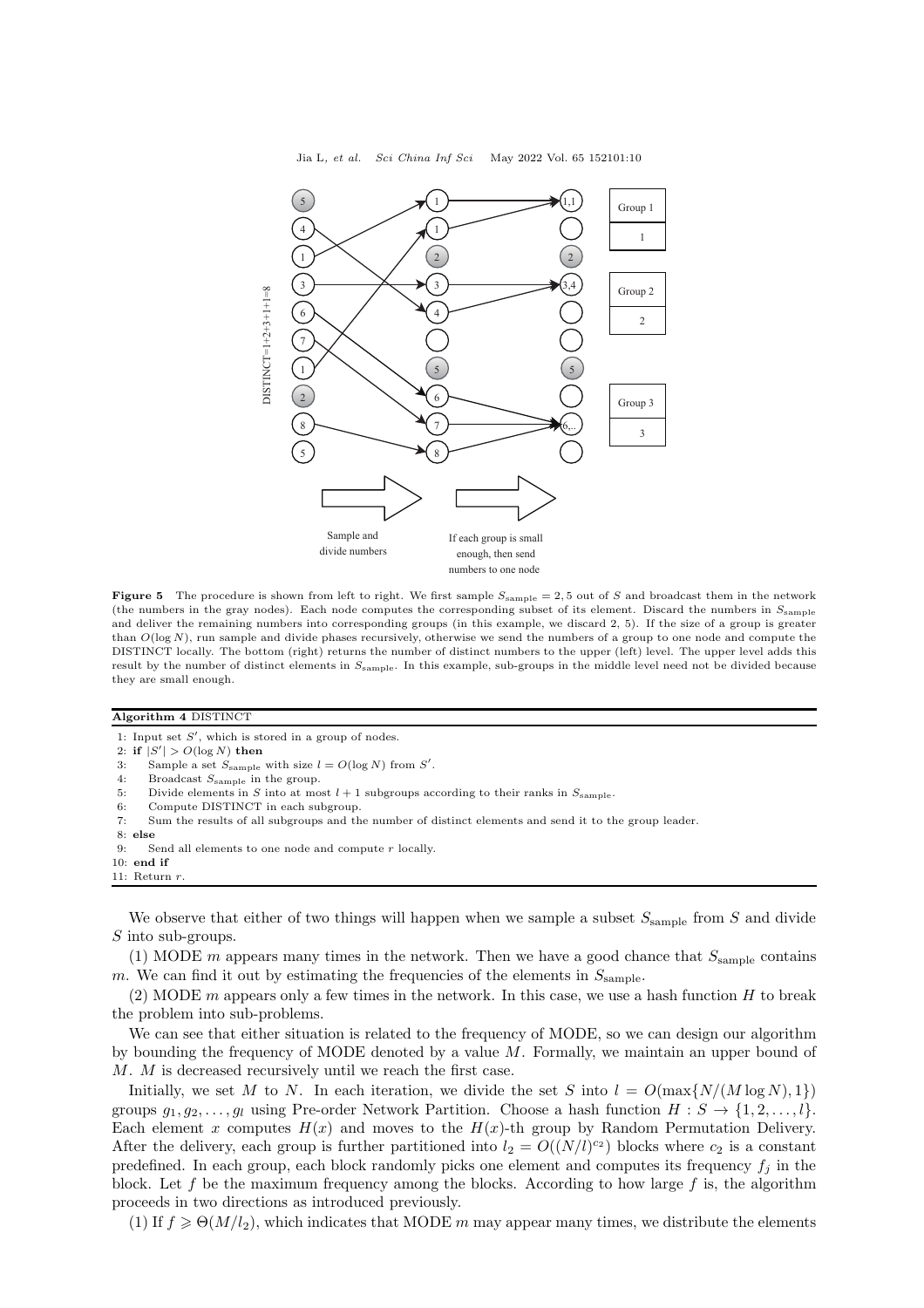Figure 5 The procedure is shown from left to right. We first sample $S_{\text{sample}} = 2, 5$ out of $S$ and broadcast them in the network (the numbers in the gray nodes). Each node computes the corresponding subset of its element. Discard the numbers in $S_{\text{sample}}$ and deliver the remaining numbers into corresponding groups (in this example, we discard 2, 5). If the size of a group is greater than $O(\log N)$, run sample and divide phases recursively, otherwise we send the numbers of a group to one node and compute the DISTINCT locally. The bottom (right) returns the number of distinct numbers to the upper (left) level. The upper level adds this result by the number of distinct elements in $S_{\text{sample}}$. In this example, sub-groups in the middle level need not be divided because they are small enough.

**Algorithm 4** DISTINCT

```
1: Input set S', which is stored in a group of nodes.
2: if |S'| > O(log N) then
3:     Sample a set S_sample with size l = O(log N) from S'.
4:     Broadcast S_sample in the group.
5:     Divide elements in S into at most l + 1 subgroups according to their ranks in S_sample.
6:     Compute DISTINCT in each subgroup.
7:     Sum the results of all subgroups and the number of distinct elements and send it to the group leader.
8: else
9:     Send all elements to one node and compute r locally.
10: end if
11: Return r.
```

We observe that either of two things will happen when we sample a subset $S_{\text{sample}}$ from $S$ and divide $S$ into sub-groups.

(1) MODE $m$ appears many times in the network. Then we have a good chance that $S_{\text{sample}}$ contains $m$. We can find it out by estimating the frequencies of the elements in $S_{\text{sample}}$.

(2) MODE $m$ appears only a few times in the network. In this case, we use a hash function $H$ to break the problem into sub-problems.

We can see that either situation is related to the frequency of MODE, so we can design our algorithm by bounding the frequency of MODE denoted by a value $M$. Formally, we maintain an upper bound of $M$. $M$ is decreased recursively until we reach the first case.

Initially, we set $M$ to $N$. In each iteration, we divide the set $S$ into $l = O(\max\{N/(M \log N), 1\})$ groups $g_1, g_2, \ldots, g_l$ using Pre-order Network Partition. Choose a hash function $H : S \to \{1, 2, \ldots, l\}$. Each element $x$ computes $H(x)$ and moves to the $H(x)$-th group by Random Permutation Delivery. After the delivery, each group is further partitioned into $l_2 = O((N/l)^{c_2})$ blocks where $c_2$ is a constant predefined. In each group, each block randomly picks one element and computes its frequency $f_j$ in the block. Let $f$ be the maximum frequency among the blocks. According to how large $f$ is, the algorithm proceeds in two directions as introduced previously.

(1) If $f \geqslant \Theta(M/l_2)$, which indicates that MODE $m$ may appear many times, we distribute the elements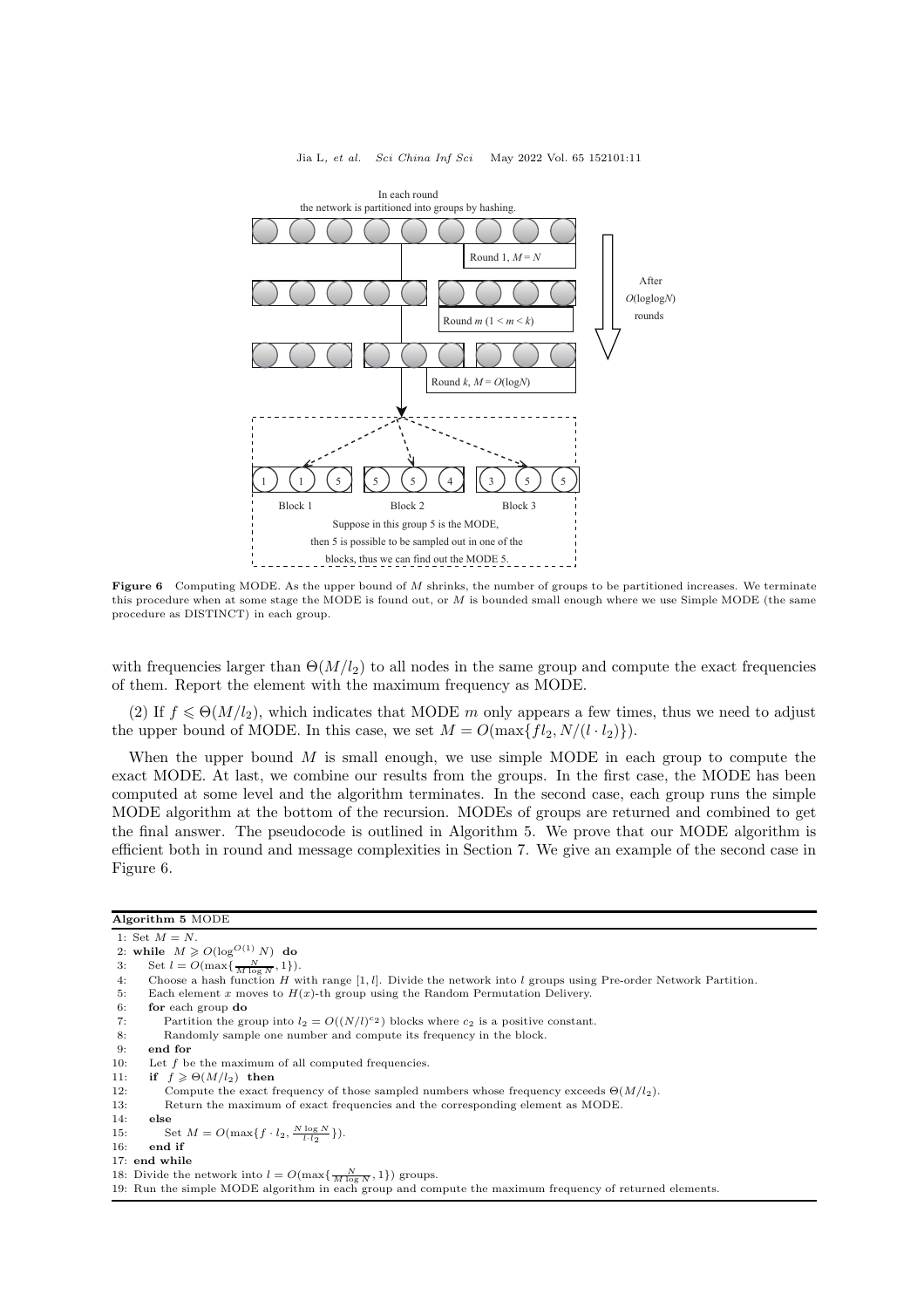**Figure 6** Computing MODE. As the upper bound of $M$ shrinks, the number of groups to be partitioned increases. We terminate this procedure when at some stage the MODE is found out, or $M$ is bounded small enough where we use Simple MODE (the same procedure as DISTINCT) in each group.

with frequencies larger than $\Theta(M/l_2)$ to all nodes in the same group and compute the exact frequencies of them. Report the element with the maximum frequency as MODE.

(2) If $f \leqslant \Theta(M/l_2)$, which indicates that MODE $m$ only appears a few times, thus we need to adjust the upper bound of MODE. In this case, we set $M = O(\max\{fl_2, N/(l \cdot l_2)\})$.

When the upper bound $M$ is small enough, we use simple MODE in each group to compute the exact MODE. At last, we combine our results from the groups. In the first case, the MODE has been computed at some level and the algorithm terminates. In the second case, each group runs the simple MODE algorithm at the bottom of the recursion. MODEs of groups are returned and combined to get the final answer. The pseudocode is outlined in Algorithm 5. We prove that our MODE algorithm is efficient both in round and message complexities in Section 7. We give an example of the second case in Figure 6.

**Algorithm 5** MODE

```
1: Set M = N.
2: while M ⩾ O(log^{O(1)} N) do
3:     Set l = O(max{N/(M log N), 1}).
4:     Choose a hash function H with range [1, l]. Divide the network into l groups using Pre-order Network Partition.
5:     Each element x moves to H(x)-th group using the Random Permutation Delivery.
6:     for each group do
7:         Partition the group into l_2 = O((N/l)^{c_2}) blocks where c_2 is a positive constant.
8:         Randomly sample one number and compute its frequency in the block.
9:     end for
10:    Let f be the maximum of all computed frequencies.
11:    if f ⩾ Θ(M/l_2) then
12:        Compute the exact frequency of those sampled numbers whose frequency exceeds Θ(M/l_2).
13:        Return the maximum of exact frequencies and the corresponding element as MODE.
14:    else
15:        Set M = O(max{f · l_2, N log N/(l · l_2)}).
16:    end if
17: end while
18: Divide the network into l = O(max{N/(M log N), 1}) groups.
19: Run the simple MODE algorithm in each group and compute the maximum frequency of returned elements.
```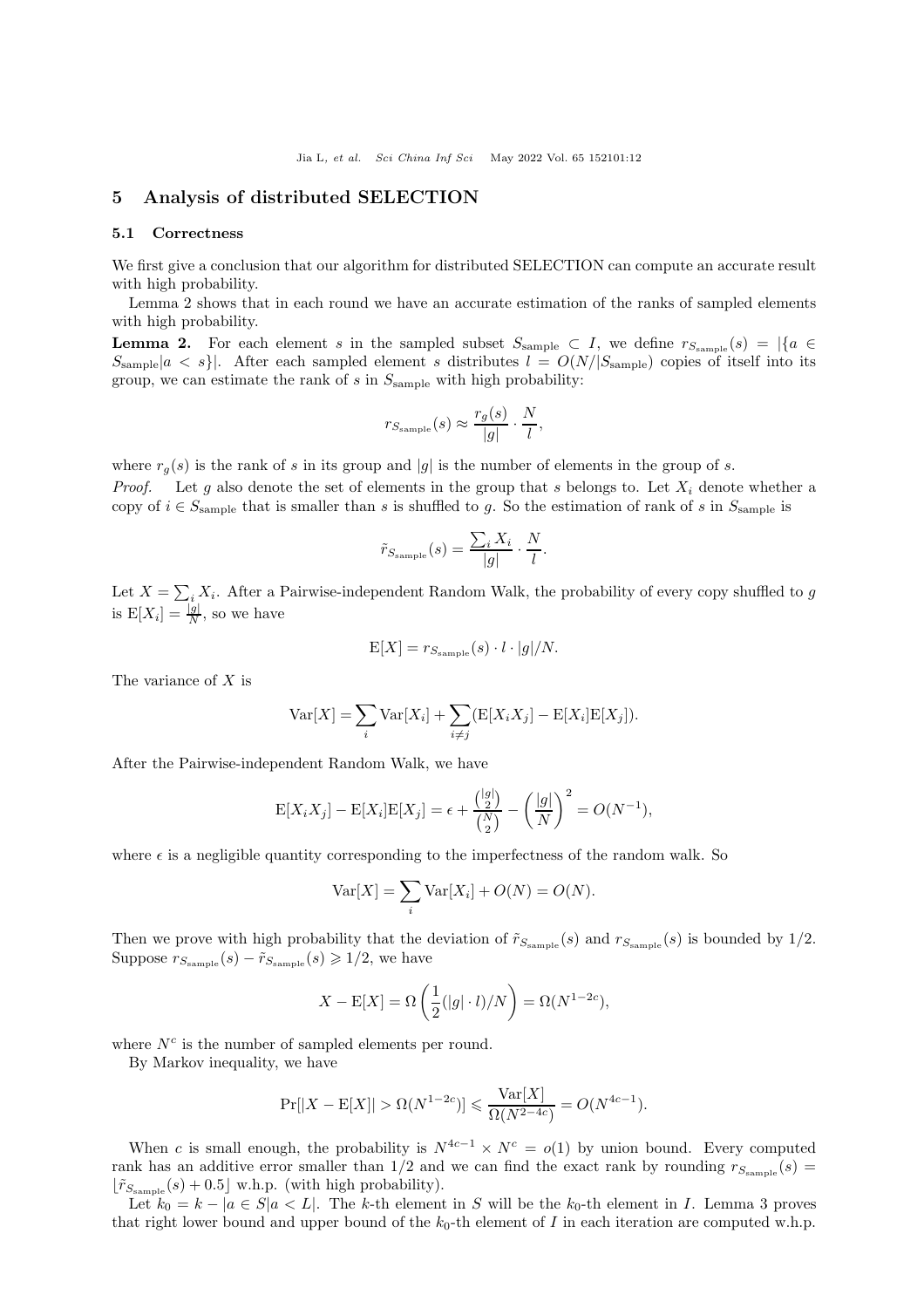## 5 Analysis of distributed SELECTION

### 5.1 Correctness

We first give a conclusion that our algorithm for distributed SELECTION can compute an accurate result with high probability.

Lemma 2 shows that in each round we have an accurate estimation of the ranks of sampled elements with high probability.

**Lemma 2.** For each element $s$ in the sampled subset $S_{\text{sample}} \subset I$, we define $r_{S_{\text{sample}}}(s) = |\{a \in S_{\text{sample}} | a < s\}|$. After each sampled element $s$ distributes $l = O(N/|S_{\text{sample}})$ copies of itself into its group, we can estimate the rank of $s$ in $S_{\text{sample}}$ with high probability:

$$r_{S_{\text{sample}}}(s) \approx \frac{r_g(s)}{|g|} \cdot \frac{N}{l},$$

where $r_g(s)$ is the rank of $s$ in its group and $|g|$ is the number of elements in the group of $s$.

*Proof.* Let $g$ also denote the set of elements in the group that $s$ belongs to. Let $X_i$ denote whether a copy of $i \in S_{\text{sample}}$ that is smaller than $s$ is shuffled to $g$. So the estimation of rank of $s$ in $S_{\text{sample}}$ is

$$\tilde{r}_{S_{\text{sample}}}(s) = \frac{\sum_i X_i}{|g|} \cdot \frac{N}{l}.$$

Let $X = \sum_i X_i$. After a Pairwise-independent Random Walk, the probability of every copy shuffled to $g$ is $\mathrm{E}[X_i] = \frac{|g|}{N}$, so we have

$$\mathrm{E}[X] = r_{S_{\text{sample}}}(s) \cdot l \cdot |g|/N.$$

The variance of $X$ is

$$\mathrm{Var}[X] = \sum_i \mathrm{Var}[X_i] + \sum_{i \neq j} (\mathrm{E}[X_i X_j] - \mathrm{E}[X_i]\mathrm{E}[X_j]).$$

After the Pairwise-independent Random Walk, we have

$$\mathrm{E}[X_i X_j] - \mathrm{E}[X_i]\mathrm{E}[X_j] = \epsilon + \frac{\binom{|g|}{2}}{\binom{N}{2}} - \left(\frac{|g|}{N}\right)^2 = O(N^{-1}),$$

where $\epsilon$ is a negligible quantity corresponding to the imperfectness of the random walk. So

$$\mathrm{Var}[X] = \sum_i \mathrm{Var}[X_i] + O(N) = O(N).$$

Then we prove with high probability that the deviation of $\tilde{r}_{S_{\text{sample}}}(s)$ and $r_{S_{\text{sample}}}(s)$ is bounded by 1/2. Suppose $r_{S_{\text{sample}}}(s) - \tilde{r}_{S_{\text{sample}}}(s) \geqslant 1/2$, we have

$$X - \mathrm{E}[X] = \Omega\left(\frac{1}{2}(|g| \cdot l)/N\right) = \Omega(N^{1-2c}),$$

where $N^c$ is the number of sampled elements per round.

By Markov inequality, we have

$$\Pr[|X - \mathrm{E}[X]| > \Omega(N^{1-2c})] \leqslant \frac{\mathrm{Var}[X]}{\Omega(N^{2-4c})} = O(N^{4c-1}).$$

When $c$ is small enough, the probability is $N^{4c-1} \times N^c = o(1)$ by union bound. Every computed rank has an additive error smaller than 1/2 and we can find the exact rank by rounding $r_{S_{\text{sample}}}(s) = \lfloor \tilde{r}_{S_{\text{sample}}}(s) + 0.5 \rfloor$ w.h.p. (with high probability).

Let $k_0 = k - |a \in S | a < L|$. The $k$-th element in $S$ will be the $k_0$-th element in $I$. Lemma 3 proves that right lower bound and upper bound of the $k_0$-th element of $I$ in each iteration are computed w.h.p.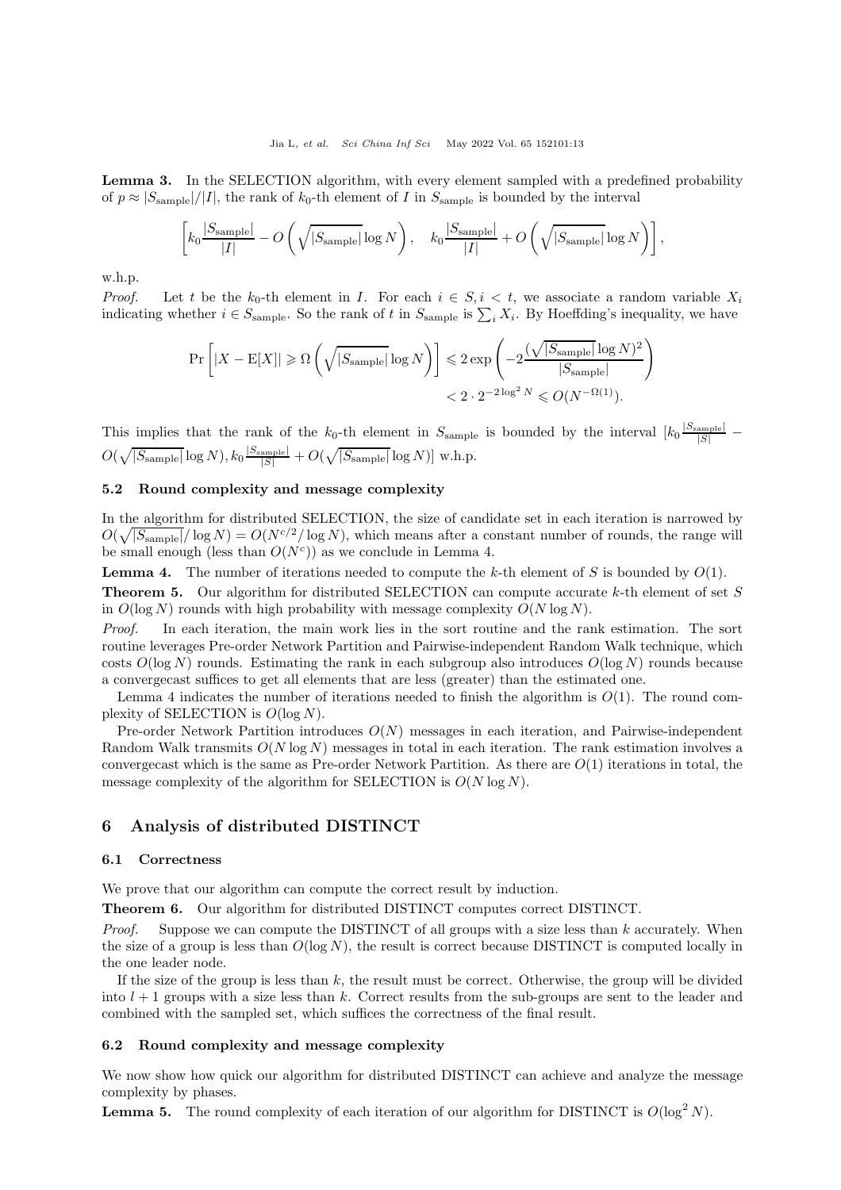**Lemma 3.** In the SELECTION algorithm, with every element sampled with a predefined probability of $p \approx |S_{\text{sample}}|/|I|$, the rank of $k_0$-th element of $I$ in $S_{\text{sample}}$ is bounded by the interval

$$\left[k_0\frac{|S_{\text{sample}}|}{|I|} - O\left(\sqrt{|S_{\text{sample}}|}\log N\right),\quad k_0\frac{|S_{\text{sample}}|}{|I|} + O\left(\sqrt{|S_{\text{sample}}|}\log N\right)\right],$$

w.h.p.

*Proof.* Let $t$ be the $k_0$-th element in $I$. For each $i \in S, i < t$, we associate a random variable $X_i$ indicating whether $i \in S_{\text{sample}}$. So the rank of $t$ in $S_{\text{sample}}$ is $\sum_i X_i$. By Hoeffding's inequality, we have

$$\Pr\left[|X - \mathrm{E}[X]| \geqslant \Omega\left(\sqrt{|S_{\text{sample}}|}\log N\right)\right] \leqslant 2\exp\left(-2\frac{(\sqrt{|S_{\text{sample}}|}\log N)^2}{|S_{\text{sample}}|}\right)$$
$$< 2 \cdot 2^{-2\log^2 N} \leqslant O(N^{-\Omega(1)}).$$

This implies that the rank of the $k_0$-th element in $S_{\text{sample}}$ is bounded by the interval $[k_0\frac{|S_{\text{sample}}|}{|S|} - O(\sqrt{|S_{\text{sample}}|}\log N), k_0\frac{|S_{\text{sample}}|}{|S|} + O(\sqrt{|S_{\text{sample}}|}\log N)]$ w.h.p.

### 5.2 Round complexity and message complexity

In the algorithm for distributed SELECTION, the size of candidate set in each iteration is narrowed by $O(\sqrt{|S_{\text{sample}}|}/\log N) = O(N^{c/2}/\log N)$, which means after a constant number of rounds, the range will be small enough (less than $O(N^c)$) as we conclude in Lemma 4.

**Lemma 4.** The number of iterations needed to compute the $k$-th element of $S$ is bounded by $O(1)$.

**Theorem 5.** Our algorithm for distributed SELECTION can compute accurate $k$-th element of set $S$ in $O(\log N)$ rounds with high probability with message complexity $O(N \log N)$.

*Proof.* In each iteration, the main work lies in the sort routine and the rank estimation. The sort routine leverages Pre-order Network Partition and Pairwise-independent Random Walk technique, which costs $O(\log N)$ rounds. Estimating the rank in each subgroup also introduces $O(\log N)$ rounds because a convergecast suffices to get all elements that are less (greater) than the estimated one.

Lemma 4 indicates the number of iterations needed to finish the algorithm is $O(1)$. The round complexity of SELECTION is $O(\log N)$.

Pre-order Network Partition introduces $O(N)$ messages in each iteration, and Pairwise-independent Random Walk transmits $O(N \log N)$ messages in total in each iteration. The rank estimation involves a convergecast which is the same as Pre-order Network Partition. As there are $O(1)$ iterations in total, the message complexity of the algorithm for SELECTION is $O(N \log N)$.

## 6 Analysis of distributed DISTINCT

### 6.1 Correctness

We prove that our algorithm can compute the correct result by induction.

**Theorem 6.** Our algorithm for distributed DISTINCT computes correct DISTINCT.

*Proof.* Suppose we can compute the DISTINCT of all groups with a size less than $k$ accurately. When the size of a group is less than $O(\log N)$, the result is correct because DISTINCT is computed locally in the one leader node.

If the size of the group is less than $k$, the result must be correct. Otherwise, the group will be divided into $l + 1$ groups with a size less than $k$. Correct results from the sub-groups are sent to the leader and combined with the sampled set, which suffices the correctness of the final result.

### 6.2 Round complexity and message complexity

We now show how quick our algorithm for distributed DISTINCT can achieve and analyze the message complexity by phases.

**Lemma 5.** The round complexity of each iteration of our algorithm for DISTINCT is $O(\log^2 N)$.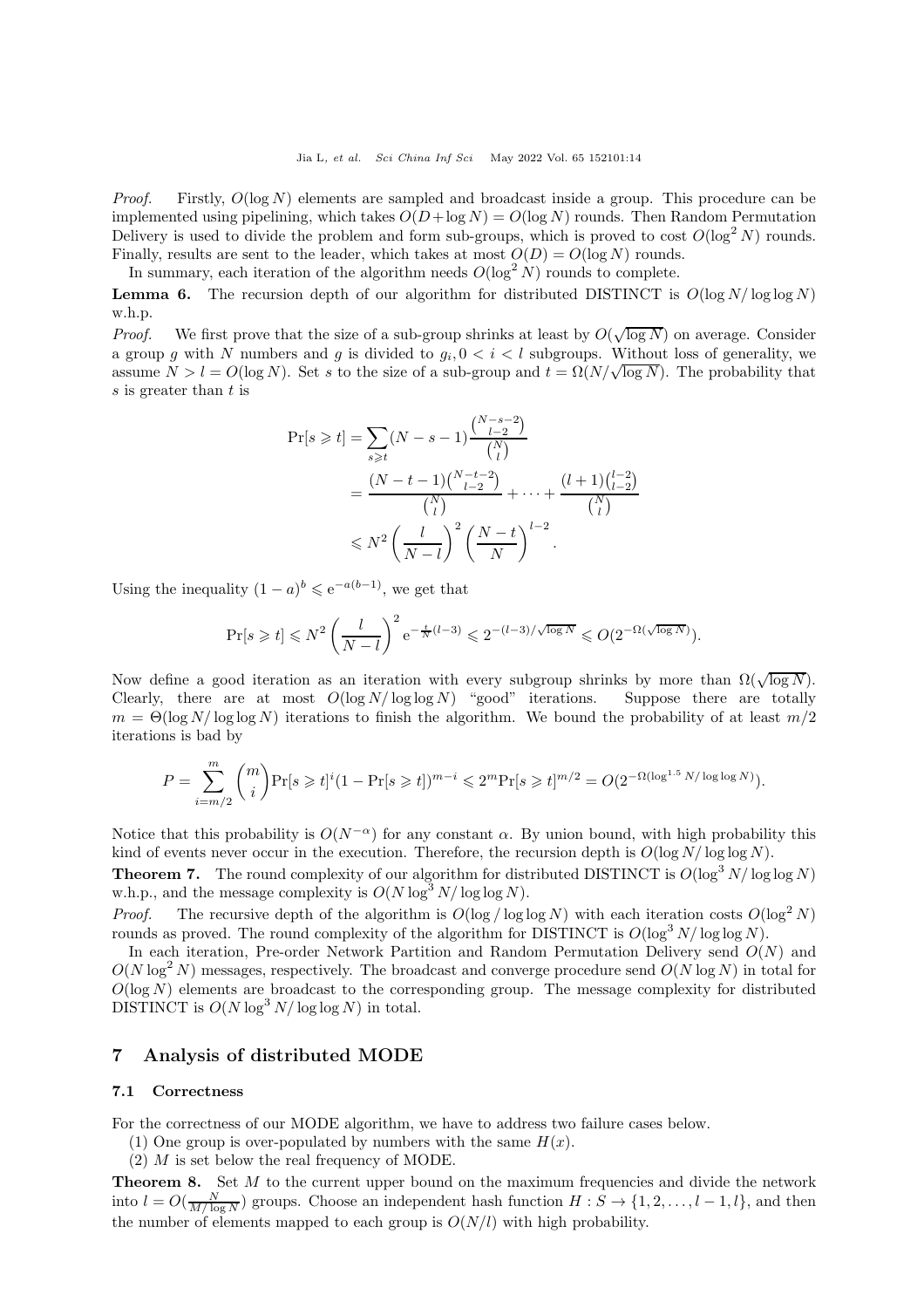*Proof.* Firstly, $O(\log N)$ elements are sampled and broadcast inside a group. This procedure can be implemented using pipelining, which takes $O(D+\log N) = O(\log N)$ rounds. Then Random Permutation Delivery is used to divide the problem and form sub-groups, which is proved to cost $O(\log^2 N)$ rounds. Finally, results are sent to the leader, which takes at most $O(D) = O(\log N)$ rounds.

In summary, each iteration of the algorithm needs $O(\log^2 N)$ rounds to complete.

**Lemma 6.** The recursion depth of our algorithm for distributed DISTINCT is $O(\log N/\log\log N)$ w.h.p.

*Proof.* We first prove that the size of a sub-group shrinks at least by $O(\sqrt{\log N})$ on average. Consider a group $g$ with $N$ numbers and $g$ is divided to $g_i, 0 < i < l$ subgroups. Without loss of generality, we assume $N > l = O(\log N)$. Set $s$ to the size of a sub-group and $t = \Omega(N/\sqrt{\log N})$. The probability that $s$ is greater than $t$ is

$$\begin{aligned}
\Pr[s \geqslant t] &= \sum_{s\geqslant t}(N-s-1)\frac{\binom{N-s-2}{l-2}}{\binom{N}{l}} \\
&= \frac{(N-t-1)\binom{N-t-2}{l-2}}{\binom{N}{l}} + \cdots + \frac{(l+1)\binom{l-2}{l-2}}{\binom{N}{l}} \\
&\leqslant N^2\left(\frac{l}{N-l}\right)^2\left(\frac{N-t}{N}\right)^{l-2}.
\end{aligned}$$

Using the inequality $(1-a)^b \leqslant \mathrm{e}^{-a(b-1)}$, we get that

$$\Pr[s \geqslant t] \leqslant N^2\left(\frac{l}{N-l}\right)^2 \mathrm{e}^{-\frac{t}{N}(l-3)} \leqslant 2^{-(l-3)/\sqrt{\log N}} \leqslant O(2^{-\Omega(\sqrt{\log N})}).$$

Now define a good iteration as an iteration with every subgroup shrinks by more than $\Omega(\sqrt{\log N})$. Clearly, there are at most $O(\log N/\log\log N)$ "good" iterations. Suppose there are totally $m = \Theta(\log N/\log\log N)$ iterations to finish the algorithm. We bound the probability of at least $m/2$ iterations is bad by

$$P = \sum_{i=m/2}^{m}\binom{m}{i}\Pr[s \geqslant t]^i(1-\Pr[s \geqslant t])^{m-i} \leqslant 2^m \Pr[s \geqslant t]^{m/2} = O(2^{-\Omega(\log^{1.5} N/\log\log N)}).$$

Notice that this probability is $O(N^{-\alpha})$ for any constant $\alpha$. By union bound, with high probability this kind of events never occur in the execution. Therefore, the recursion depth is $O(\log N/\log\log N)$.

**Theorem 7.** The round complexity of our algorithm for distributed DISTINCT is $O(\log^3 N/\log\log N)$ w.h.p., and the message complexity is $O(N\log^3 N/\log\log N)$.

*Proof.* The recursive depth of the algorithm is $O(\log/\log\log N)$ with each iteration costs $O(\log^2 N)$ rounds as proved. The round complexity of the algorithm for DISTINCT is $O(\log^3 N/\log\log N)$.

In each iteration, Pre-order Network Partition and Random Permutation Delivery send $O(N)$ and $O(N\log^2 N)$ messages, respectively. The broadcast and converge procedure send $O(N\log N)$ in total for $O(\log N)$ elements are broadcast to the corresponding group. The message complexity for distributed DISTINCT is $O(N\log^3 N/\log\log N)$ in total.

## 7 Analysis of distributed MODE

### 7.1 Correctness

For the correctness of our MODE algorithm, we have to address two failure cases below.

(1) One group is over-populated by numbers with the same $H(x)$.

(2) $M$ is set below the real frequency of MODE.

**Theorem 8.** Set $M$ to the current upper bound on the maximum frequencies and divide the network into $l = O(\frac{N}{M/\log N})$ groups. Choose an independent hash function $H : S \to \{1, 2, \ldots, l-1, l\}$, and then the number of elements mapped to each group is $O(N/l)$ with high probability.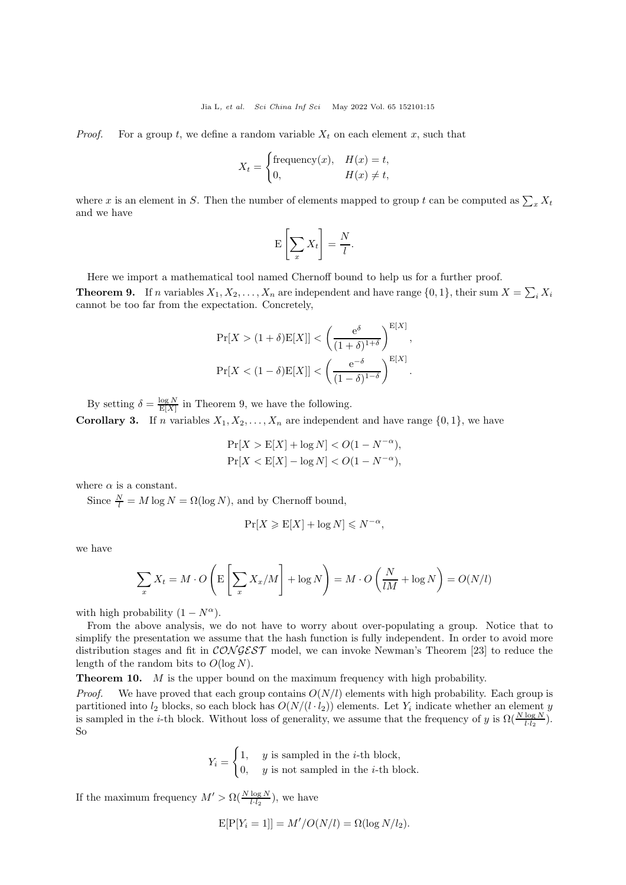*Proof.* For a group $t$, we define a random variable $X_t$ on each element $x$, such that

$$X_t = \begin{cases} \text{frequency}(x), & H(x) = t, \\ 0, & H(x) \neq t, \end{cases}$$

where $x$ is an element in $S$. Then the number of elements mapped to group $t$ can be computed as $\sum_x X_t$ and we have

$$\mathrm{E}\left[\sum_x X_t\right] = \frac{N}{l}.$$

Here we import a mathematical tool named Chernoff bound to help us for a further proof.

**Theorem 9.** *If $n$ variables $X_1, X_2, \ldots, X_n$ are independent and have range $\{0, 1\}$, their sum $X = \sum_i X_i$ cannot be too far from the expectation. Concretely,*

$$\Pr[X > (1+\delta)\mathrm{E}[X]] < \left(\frac{\mathrm{e}^{\delta}}{(1+\delta)^{1+\delta}}\right)^{\mathrm{E}[X]},$$

$$\Pr[X < (1-\delta)\mathrm{E}[X]] < \left(\frac{\mathrm{e}^{-\delta}}{(1-\delta)^{1-\delta}}\right)^{\mathrm{E}[X]}.$$

By setting $\delta = \frac{\log N}{\mathrm{E}[X]}$ in Theorem 9, we have the following.

**Corollary 3.** *If $n$ variables $X_1, X_2, \ldots, X_n$ are independent and have range $\{0, 1\}$, we have*

$$\Pr[X > \mathrm{E}[X] + \log N] < O(1 - N^{-\alpha}),$$

$$\Pr[X < \mathrm{E}[X] - \log N] < O(1 - N^{-\alpha}),$$

*where $\alpha$ is a constant.*

Since $\frac{N}{l} = M \log N = \Omega(\log N)$, and by Chernoff bound,

$$\Pr[X \geqslant \mathrm{E}[X] + \log N] \leqslant N^{-\alpha},$$

we have

$$\sum_x X_t = M \cdot O\left(\mathrm{E}\left[\sum_x X_x / M\right] + \log N\right) = M \cdot O\left(\frac{N}{lM} + \log N\right) = O(N/l)$$

with high probability $(1 - N^{\alpha})$.

From the above analysis, we do not have to worry about over-populating a group. Notice that to simplify the presentation we assume that the hash function is fully independent. In order to avoid more distribution stages and fit in $\mathcal{CONGEST}$ model, we can invoke Newman's Theorem [23] to reduce the length of the random bits to $O(\log N)$.

**Theorem 10.** *$M$ is the upper bound on the maximum frequency with high probability.*

*Proof.* We have proved that each group contains $O(N/l)$ elements with high probability. Each group is partitioned into $l_2$ blocks, so each block has $O(N/(l \cdot l_2))$ elements. Let $Y_i$ indicate whether an element $y$ is sampled in the $i$-th block. Without loss of generality, we assume that the frequency of $y$ is $\Omega(\frac{N \log N}{l \cdot l_2})$. So

$$Y_i = \begin{cases} 1, & y \text{ is sampled in the } i\text{-th block}, \\ 0, & y \text{ is not sampled in the } i\text{-th block}. \end{cases}$$

If the maximum frequency $M' > \Omega(\frac{N \log N}{l \cdot l_2})$, we have

$$\mathrm{E}[\mathrm{P}[Y_i = 1]] = M'/O(N/l) = \Omega(\log N / l_2).$$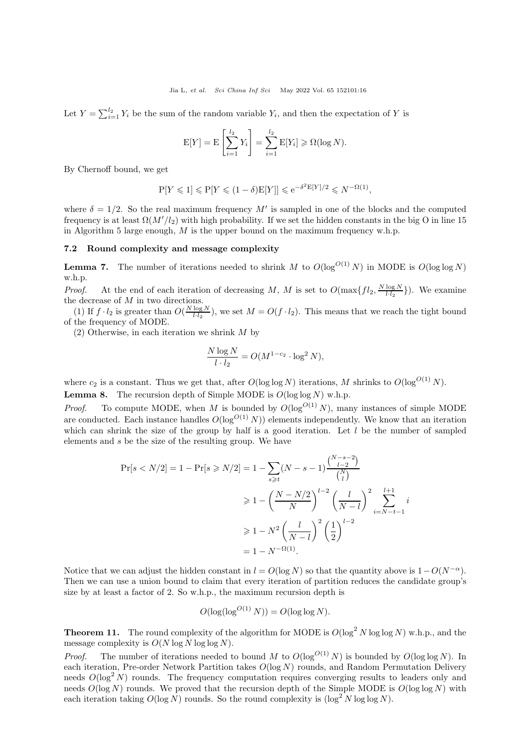Let $Y = \sum_{i=1}^{l_2} Y_i$ be the sum of the random variable $Y_i$, and then the expectation of $Y$ is

$$\mathrm{E}[Y] = \mathrm{E}\left[\sum_{i=1}^{l_2} Y_i\right] = \sum_{i=1}^{l_2} \mathrm{E}[Y_i] \geqslant \Omega(\log N).$$

By Chernoff bound, we get

$$\mathrm{P}[Y \leqslant 1] \leqslant \mathrm{P}[Y \leqslant (1-\delta)\mathrm{E}[Y]] \leqslant \mathrm{e}^{-\delta^2 \mathrm{E}[Y]/2} \leqslant N^{-\Omega(1)},$$

where $\delta = 1/2$. So the real maximum frequency $M'$ is sampled in one of the blocks and the computed frequency is at least $\Omega(M'/l_2)$ with high probability. If we set the hidden constants in the big O in line 15 in Algorithm 5 large enough, $M$ is the upper bound on the maximum frequency w.h.p.

### 7.2 Round complexity and message complexity

**Lemma 7.** The number of iterations needed to shrink $M$ to $O(\log^{O(1)} N)$ in MODE is $O(\log\log N)$ w.h.p.

*Proof.* At the end of each iteration of decreasing $M$, $M$ is set to $O(\max\{fl_2, \frac{N\log N}{l\cdot l_2}\})$. We examine the decrease of $M$ in two directions.

(1) If $f \cdot l_2$ is greater than $O(\frac{N\log N}{l\cdot l_2})$, we set $M = O(f\cdot l_2)$. This means that we reach the tight bound of the frequency of MODE.

(2) Otherwise, in each iteration we shrink $M$ by

$$\frac{N\log N}{l\cdot l_2} = O(M^{1-c_2}\cdot \log^2 N),$$

where $c_2$ is a constant. Thus we get that, after $O(\log\log N)$ iterations, $M$ shrinks to $O(\log^{O(1)} N)$.

**Lemma 8.** The recursion depth of Simple MODE is $O(\log\log N)$ w.h.p.

*Proof.* To compute MODE, when $M$ is bounded by $O(\log^{O(1)} N)$, many instances of simple MODE are conducted. Each instance handles $O(\log^{O(1)} N))$ elements independently. We know that an iteration which can shrink the size of the group by half is a good iteration. Let $l$ be the number of sampled elements and $s$ be the size of the resulting group. We have

$$\begin{aligned}
\Pr[s < N/2] = 1 - \Pr[s \geqslant N/2] &= 1 - \sum_{s\geqslant t}(N-s-1)\frac{\binom{N-s-2}{l-2}}{\binom{N}{l}} \\
&\geqslant 1 - \left(\frac{N-N/2}{N}\right)^{l-2}\left(\frac{l}{N-l}\right)^2 \sum_{i=N-t-1}^{l+1} i \\
&\geqslant 1 - N^2\left(\frac{l}{N-l}\right)^2\left(\frac{1}{2}\right)^{l-2} \\
&= 1 - N^{-\Omega(1)}.
\end{aligned}$$

Notice that we can adjust the hidden constant in $l = O(\log N)$ so that the quantity above is $1 - O(N^{-\alpha})$. Then we can use a union bound to claim that every iteration of partition reduces the candidate group's size by at least a factor of 2. So w.h.p., the maximum recursion depth is

$$O(\log(\log^{O(1)} N)) = O(\log\log N).$$

**Theorem 11.** The round complexity of the algorithm for MODE is $O(\log^2 N \log\log N)$ w.h.p., and the message complexity is $O(N\log N\log\log N)$.

*Proof.* The number of iterations needed to bound $M$ to $O(\log^{O(1)} N)$ is bounded by $O(\log\log N)$. In each iteration, Pre-order Network Partition takes $O(\log N)$ rounds, and Random Permutation Delivery needs $O(\log^2 N)$ rounds. The frequency computation requires converging results to leaders only and needs $O(\log N)$ rounds. We proved that the recursion depth of the Simple MODE is $O(\log\log N)$ with each iteration taking $O(\log N)$ rounds. So the round complexity is $(\log^2 N \log\log N)$.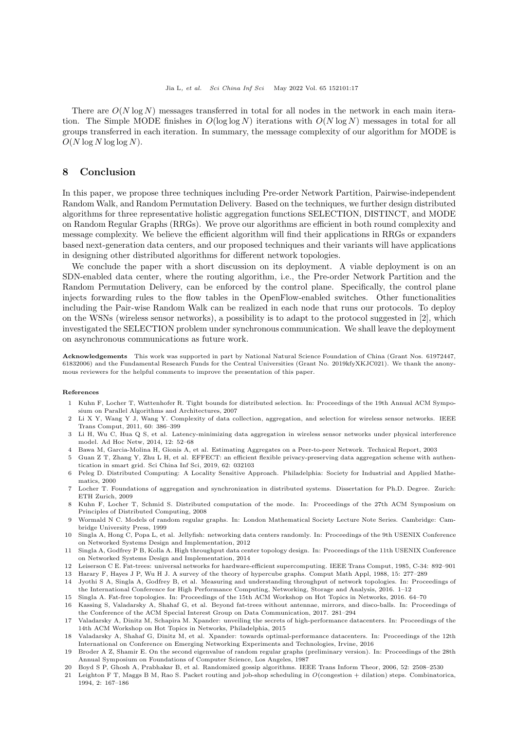There are $O(N \log N)$ messages transferred in total for all nodes in the network in each main iteration. The Simple MODE finishes in $O(\log \log N)$ iterations with $O(N \log N)$ messages in total for all groups transferred in each iteration. In summary, the message complexity of our algorithm for MODE is $O(N \log N \log \log N)$.

## 8 Conclusion

In this paper, we propose three techniques including Pre-order Network Partition, Pairwise-independent Random Walk, and Random Permutation Delivery. Based on the techniques, we further design distributed algorithms for three representative holistic aggregation functions SELECTION, DISTINCT, and MODE on Random Regular Graphs (RRGs). We prove our algorithms are efficient in both round complexity and message complexity. We believe the efficient algorithm will find their applications in RRGs or expanders based next-generation data centers, and our proposed techniques and their variants will have applications in designing other distributed algorithms for different network topologies.

We conclude the paper with a short discussion on its deployment. A viable deployment is on an SDN-enabled data center, where the routing algorithm, i.e., the Pre-order Network Partition and the Random Permutation Delivery, can be enforced by the control plane. Specifically, the control plane injects forwarding rules to the flow tables in the OpenFlow-enabled switches. Other functionalities including the Pair-wise Random Walk can be realized in each node that runs our protocols. To deploy on the WSNs (wireless sensor networks), a possibility is to adapt to the protocol suggested in [2], which investigated the SELECTION problem under synchronous communication. We shall leave the deployment on asynchronous communications as future work.

**Acknowledgements** This work was supported in part by National Natural Science Foundation of China (Grant Nos. 61972447, 61832006) and the Fundamental Research Funds for the Central Universities (Grant No. 2019kfyXKJC021). We thank the anonymous reviewers for the helpful comments to improve the presentation of this paper.

### References

1. Kuhn F, Locher T, Wattenhofer R. Tight bounds for distributed selection. In: Proceedings of the 19th Annual ACM Symposium on Parallel Algorithms and Architectures, 2007
2. Li X Y, Wang Y J, Wang Y. Complexity of data collection, aggregation, and selection for wireless sensor networks. IEEE Trans Comput, 2011, 60: 386–399
3. Li H, Wu C, Hua Q S, et al. Latency-minimizing data aggregation in wireless sensor networks under physical interference model. Ad Hoc Netw, 2014, 12: 52–68
4. Bawa M, Garcia-Molina H, Gionis A, et al. Estimating Aggregates on a Peer-to-peer Network. Technical Report, 2003
5. Guan Z T, Zhang Y, Zhu L H, et al. EFFECT: an efficient flexible privacy-preserving data aggregation scheme with authentication in smart grid. Sci China Inf Sci, 2019, 62: 032103
6. Peleg D. Distributed Computing: A Locality Sensitive Approach. Philadelphia: Society for Industrial and Applied Mathematics, 2000
7. Locher T. Foundations of aggregation and synchronization in distributed systems. Dissertation for Ph.D. Degree. Zurich: ETH Zurich, 2009
8. Kuhn F, Locher T, Schmid S. Distributed computation of the mode. In: Proceedings of the 27th ACM Symposium on Principles of Distributed Computing, 2008
9. Wormald N C. Models of random regular graphs. In: London Mathematical Society Lecture Note Series. Cambridge: Cambridge University Press, 1999
10. Singla A, Hong C, Popa L, et al. Jellyfish: networking data centers randomly. In: Proceedings of the 9th USENIX Conference on Networked Systems Design and Implementation, 2012
11. Singla A, Godfrey P B, Kolla A. High throughput data center topology design. In: Proceedings of the 11th USENIX Conference on Networked Systems Design and Implementation, 2014
12. Leiserson C E. Fat-trees: universal networks for hardware-efficient supercomputing. IEEE Trans Comput, 1985, C-34: 892–901
13. Harary F, Hayes J P, Wu H J. A survey of the theory of hypercube graphs. Comput Math Appl, 1988, 15: 277–289
14. Jyothi S A, Singla A, Godfrey B, et al. Measuring and understanding throughput of network topologies. In: Proceedings of the International Conference for High Performance Computing, Networking, Storage and Analysis, 2016. 1–12
15. Singla A. Fat-free topologies. In: Proceedings of the 15th ACM Workshop on Hot Topics in Networks, 2016. 64–70
16. Kassing S, Valadarsky A, Shahaf G, et al. Beyond fat-trees without antennae, mirrors, and disco-balls. In: Proceedings of the Conference of the ACM Special Interest Group on Data Communication, 2017. 281–294
17. Valadarsky A, Dinitz M, Schapira M. Xpander: unveiling the secrets of high-performance datacenters. In: Proceedings of the 14th ACM Workshop on Hot Topics in Networks, Philadelphia, 2015
18. Valadarsky A, Shahaf G, Dinitz M, et al. Xpander: towards optimal-performance datacenters. In: Proceedings of the 12th International on Conference on Emerging Networking Experiments and Technologies, Irvine, 2016
19. Broder A Z, Shamir E. On the second eigenvalue of random regular graphs (preliminary version). In: Proceedings of the 28th Annual Symposium on Foundations of Computer Science, Los Angeles, 1987
20. Boyd S P, Ghosh A, Prabhakar B, et al. Randomized gossip algorithms. IEEE Trans Inform Theor, 2006, 52: 2508–2530
21. Leighton F T, Maggs B M, Rao S. Packet routing and job-shop scheduling in $O$(congestion + dilation) steps. Combinatorica, 1994, 2: 167–186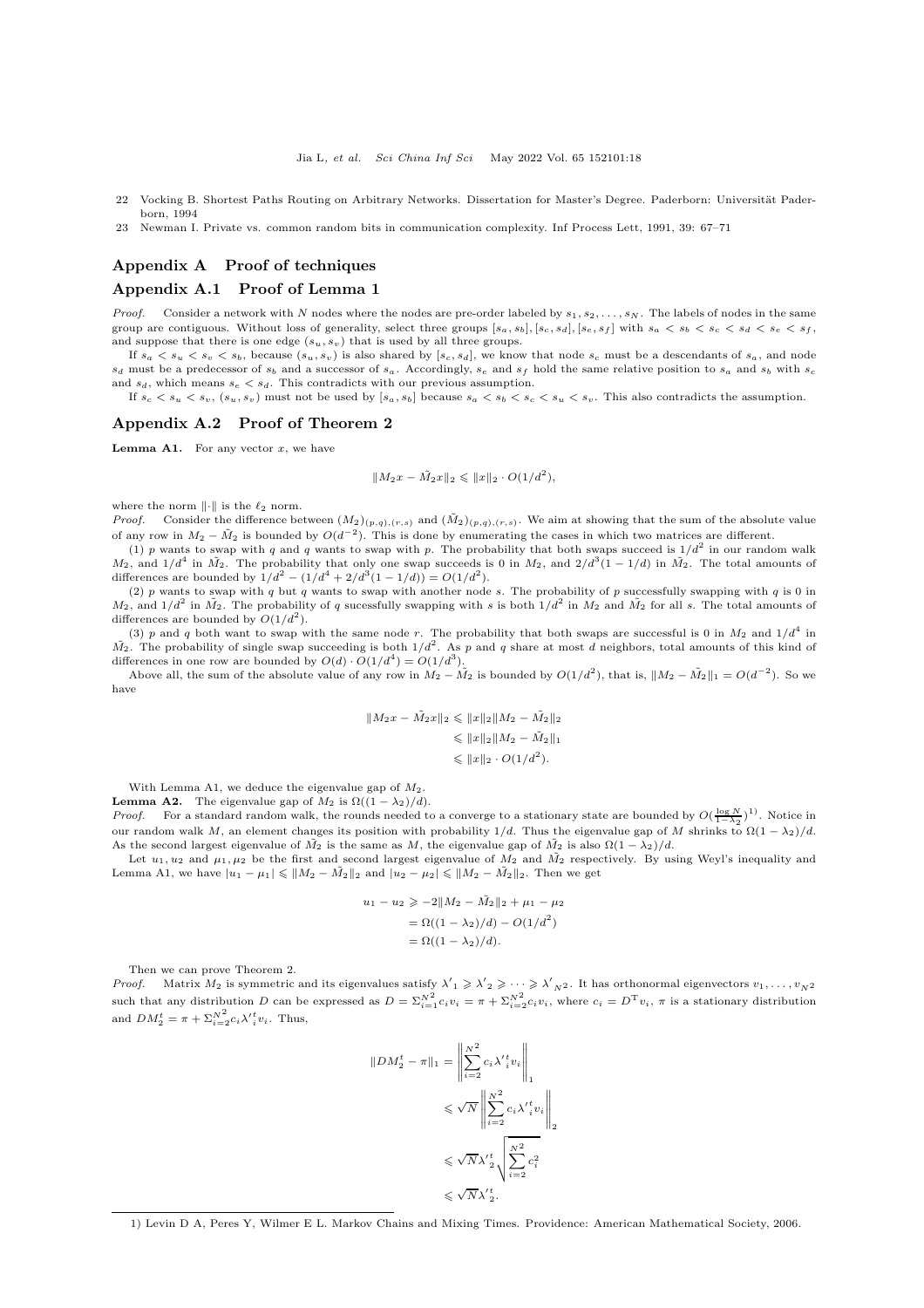22 Vocking B. Shortest Paths Routing on Arbitrary Networks. Dissertation for Master's Degree. Paderborn: Universität Paderborn, 1994

23 Newman I. Private vs. common random bits in communication complexity. Inf Process Lett, 1991, 39: 67–71

## Appendix A Proof of techniques

### Appendix A.1 Proof of Lemma 1

*Proof.* Consider a network with $N$ nodes where the nodes are pre-order labeled by $s_1, s_2, \ldots, s_N$. The labels of nodes in the same group are contiguous. Without loss of generality, select three groups $[s_a, s_b], [s_c, s_d], [s_e, s_f]$ with $s_a < s_b < s_c < s_d < s_e < s_f$, and suppose that there is one edge $(s_u, s_v)$ that is used by all three groups.

If $s_a < s_u < s_v < s_b$, because $(s_u, s_v)$ is also shared by $[s_c, s_d]$, we know that node $s_c$ must be a descendants of $s_a$, and node $s_d$ must be a predecessor of $s_b$ and a successor of $s_a$. Accordingly, $s_e$ and $s_f$ hold the same relative position to $s_a$ and $s_b$ with $s_c$ and $s_d$, which means $s_e < s_d$. This contradicts with our previous assumption.

If $s_c < s_u < s_v$, $(s_u, s_v)$ must not be used by $[s_a, s_b]$ because $s_a < s_b < s_c < s_u < s_v$. This also contradicts the assumption.

### Appendix A.2 Proof of Theorem 2

**Lemma A1.** For any vector $x$, we have

$$\|M_2x - \tilde{M}_2x\|_2 \leqslant \|x\|_2 \cdot O(1/d^2),$$

where the norm $\|\cdot\|$ is the $\ell_2$ norm.

*Proof.* Consider the difference between $(M_2)_{(p,q),(r,s)}$ and $(\tilde{M}_2)_{(p,q),(r,s)}$. We aim at showing that the sum of the absolute value of any row in $M_2 - \tilde{M}_2$ is bounded by $O(d^{-2})$. This is done by enumerating the cases in which two matrices are different.

(1) $p$ wants to swap with $q$ and $q$ wants to swap with $p$. The probability that both swaps succeed is $1/d^2$ in our random walk $M_2$, and $1/d^4$ in $\tilde{M}_2$. The probability that only one swap succeeds is 0 in $M_2$, and $2/d^3(1 - 1/d)$ in $\tilde{M}_2$. The total amounts of differences are bounded by $1/d^2 - (1/d^4 + 2/d^3(1 - 1/d)) = O(1/d^2)$.

(2) $p$ wants to swap with $q$ but $q$ wants to swap with another node $s$. The probability of $p$ successfully swapping with $q$ is 0 in $M_2$, and $1/d^2$ in $\tilde{M}_2$. The probability of $q$ sucessfully swapping with $s$ is both $1/d^2$ in $M_2$ and $\tilde{M}_2$ for all $s$. The total amounts of differences are bounded by $O(1/d^2)$.

(3) $p$ and $q$ both want to swap with the same node $r$. The probability that both swaps are successful is 0 in $M_2$ and $1/d^4$ in $\tilde{M}_2$. The probability of single swap succeeding is both $1/d^2$. As $p$ and $q$ share at most $d$ neighbors, total amounts of this kind of differences in one row are bounded by $O(d) \cdot O(1/d^4) = O(1/d^3)$.

Above all, the sum of the absolute value of any row in $M_2 - \tilde{M}_2$ is bounded by $O(1/d^2)$, that is, $\|M_2 - \tilde{M}_2\|_1 = O(d^{-2})$. So we have

$$\begin{aligned}
\|M_2x - \tilde{M}_2x\|_2 &\leqslant \|x\|_2\|M_2 - \tilde{M}_2\|_2 \\
&\leqslant \|x\|_2\|M_2 - \tilde{M}_2\|_1 \\
&\leqslant \|x\|_2 \cdot O(1/d^2).
\end{aligned}$$

With Lemma A1, we deduce the eigenvalue gap of $M_2$.

**Lemma A2.** The eigenvalue gap of $M_2$ is $\Omega((1 - \lambda_2)/d)$.

*Proof.* For a standard random walk, the rounds needed to a converge to a stationary state are bounded by $O(\frac{\log N}{1-\lambda_2})$[1]. Notice in our random walk $M$, an element changes its position with probability $1/d$. Thus the eigenvalue gap of $M$ shrinks to $\Omega(1 - \lambda_2)/d$. As the second largest eigenvalue of $\tilde{M}_2$ is the same as $M$, the eigenvalue gap of $\tilde{M}_2$ is also $\Omega(1 - \lambda_2)/d$.

Let $u_1, u_2$ and $\mu_1, \mu_2$ be the first and second largest eigenvalue of $M_2$ and $\tilde{M}_2$ respectively. By using Weyl's inequality and Lemma A1, we have $|u_1 - \mu_1| \leqslant \|M_2 - \tilde{M}_2\|_2$ and $|u_2 - \mu_2| \leqslant \|M_2 - \tilde{M}_2\|_2$. Then we get

$$\begin{aligned}
u_1 - u_2 &\geqslant -2\|M_2 - \tilde{M}_2\|_2 + \mu_1 - \mu_2 \\
&= \Omega((1 - \lambda_2)/d) - O(1/d^2) \\
&= \Omega((1 - \lambda_2)/d).
\end{aligned}$$

Then we can prove Theorem 2.

*Proof.* Matrix $M_2$ is symmetric and its eigenvalues satisfy $\lambda'_1 \geqslant \lambda'_2 \geqslant \cdots \geqslant \lambda'_{N^2}$. It has orthonormal eigenvectors $v_1, \ldots, v_{N^2}$ such that any distribution $D$ can be expressed as $D = \Sigma_{i=1}^{N^2} c_i v_i = \pi + \Sigma_{i=2}^{N^2} c_i v_i$, where $c_i = D^{\mathrm{T}} v_i$, $\pi$ is a stationary distribution and $DM_2^t = \pi + \Sigma_{i=2}^{N^2} c_i {\lambda'}_i^t v_i$. Thus,

$$\begin{aligned}
\|DM_2^t - \pi\|_1 &= \left\|\sum_{i=2}^{N^2} c_i {\lambda'}_i^t v_i\right\|_1 \\
&\leqslant \sqrt{N}\left\|\sum_{i=2}^{N^2} c_i {\lambda'}_i^t v_i\right\|_2 \\
&\leqslant \sqrt{N}{\lambda'}_2^t\sqrt{\sum_{i=2}^{N^2} c_i^2} \\
&\leqslant \sqrt{N}{\lambda'}_2^t.
\end{aligned}$$

1) Levin D A, Peres Y, Wilmer E L. Markov Chains and Mixing Times. Providence: American Mathematical Society, 2006.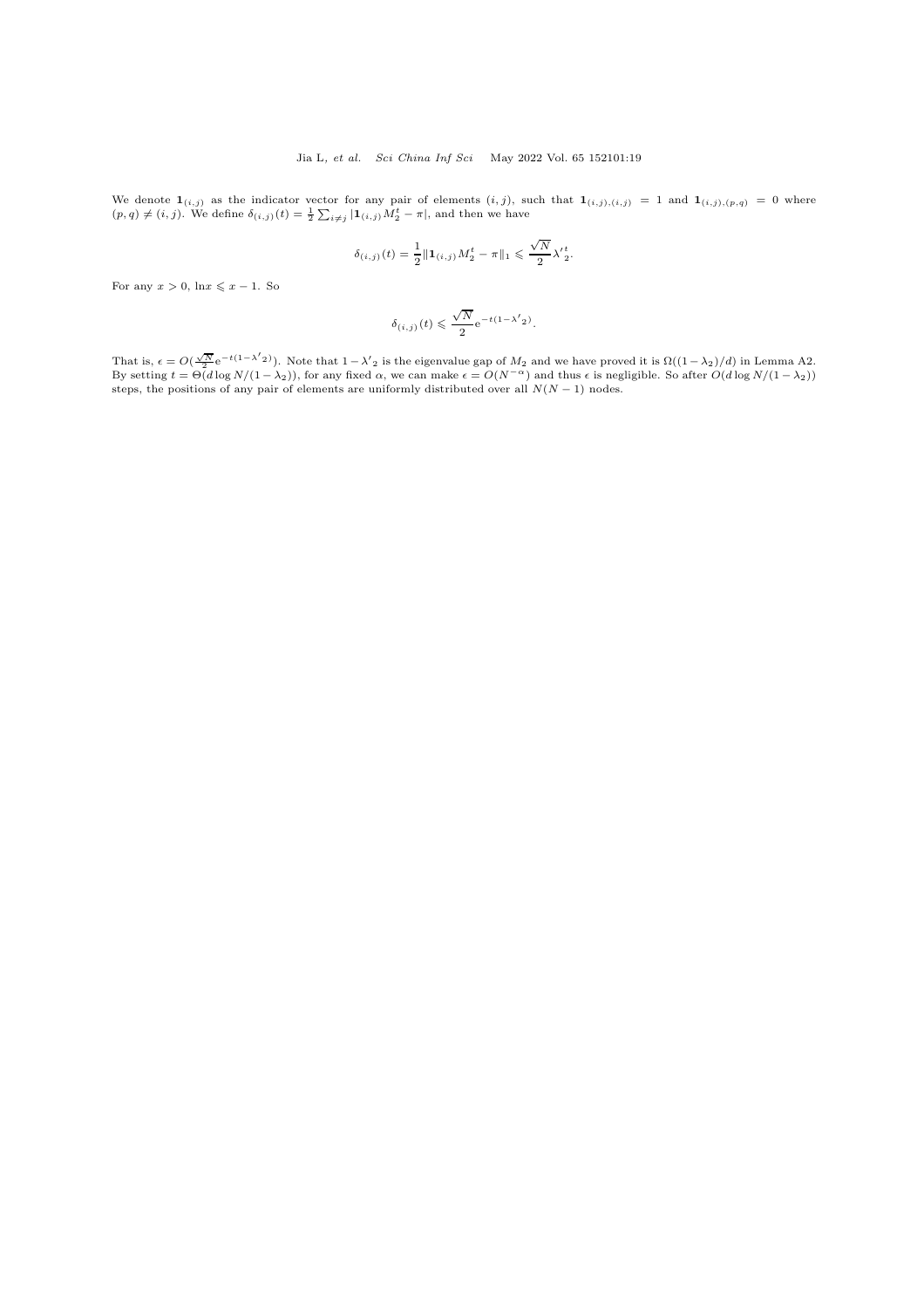We denote $\mathbf{1}_{(i,j)}$ as the indicator vector for any pair of elements $(i,j)$, such that $\mathbf{1}_{(i,j),(i,j)} = 1$ and $\mathbf{1}_{(i,j),(p,q)} = 0$ where $(p,q) \neq (i,j)$. We define $\delta_{(i,j)}(t) = \frac{1}{2}\sum_{i \neq j} |\mathbf{1}_{(i,j)} M_2^t - \pi|$, and then we have

$$\delta_{(i,j)}(t) = \frac{1}{2}\|\mathbf{1}_{(i,j)} M_2^t - \pi\|_1 \leqslant \frac{\sqrt{N}}{2}{\lambda'}_2^t.$$

For any $x > 0$, $\ln x \leqslant x - 1$. So

$$\delta_{(i,j)}(t) \leqslant \frac{\sqrt{N}}{2}\mathrm{e}^{-t(1-{\lambda'}_2)}.$$

That is, $\epsilon = O(\frac{\sqrt{N}}{2}\mathrm{e}^{-t(1-{\lambda'}_2)})$. Note that $1 - {\lambda'}_2$ is the eigenvalue gap of $M_2$ and we have proved it is $\Omega((1-\lambda_2)/d)$ in Lemma A2. By setting $t = \Theta(d \log N/(1-\lambda_2))$, for any fixed $\alpha$, we can make $\epsilon = O(N^{-\alpha})$ and thus $\epsilon$ is negligible. So after $O(d \log N/(1-\lambda_2))$ steps, the positions of any pair of elements are uniformly distributed over all $N(N-1)$ nodes.